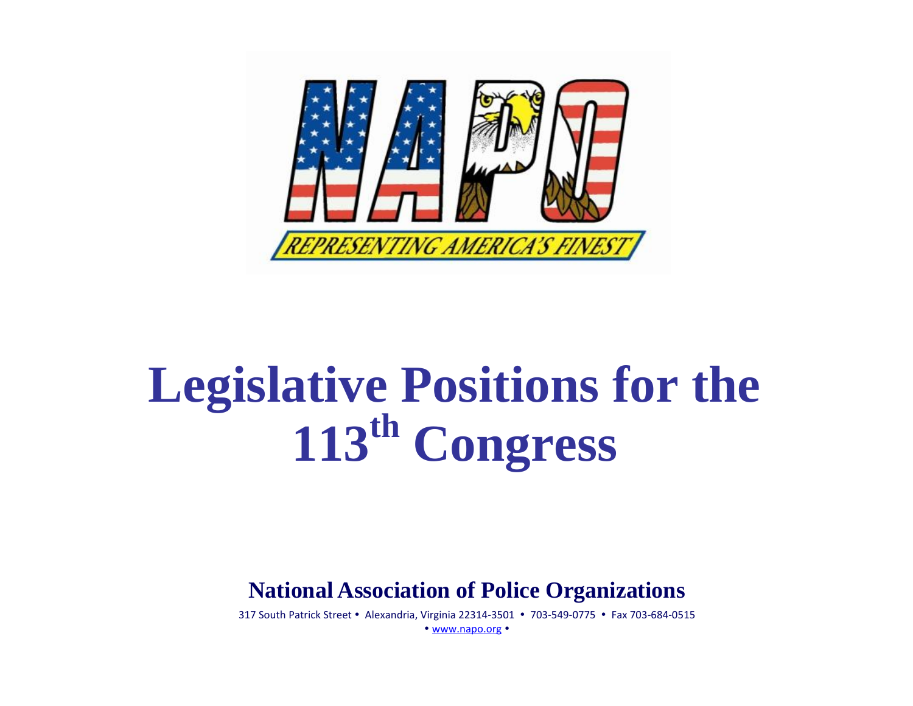NAPO

REPRESENTING AMERICA'S FINEST

# Legislative Positions for the 113th Congress

**National Association of Police Organizations**

317 South Patrick Street • Alexandria, Virginia 22314-3501 • 703-549-0775 • Fax 703-684-0515

• www.napo.org •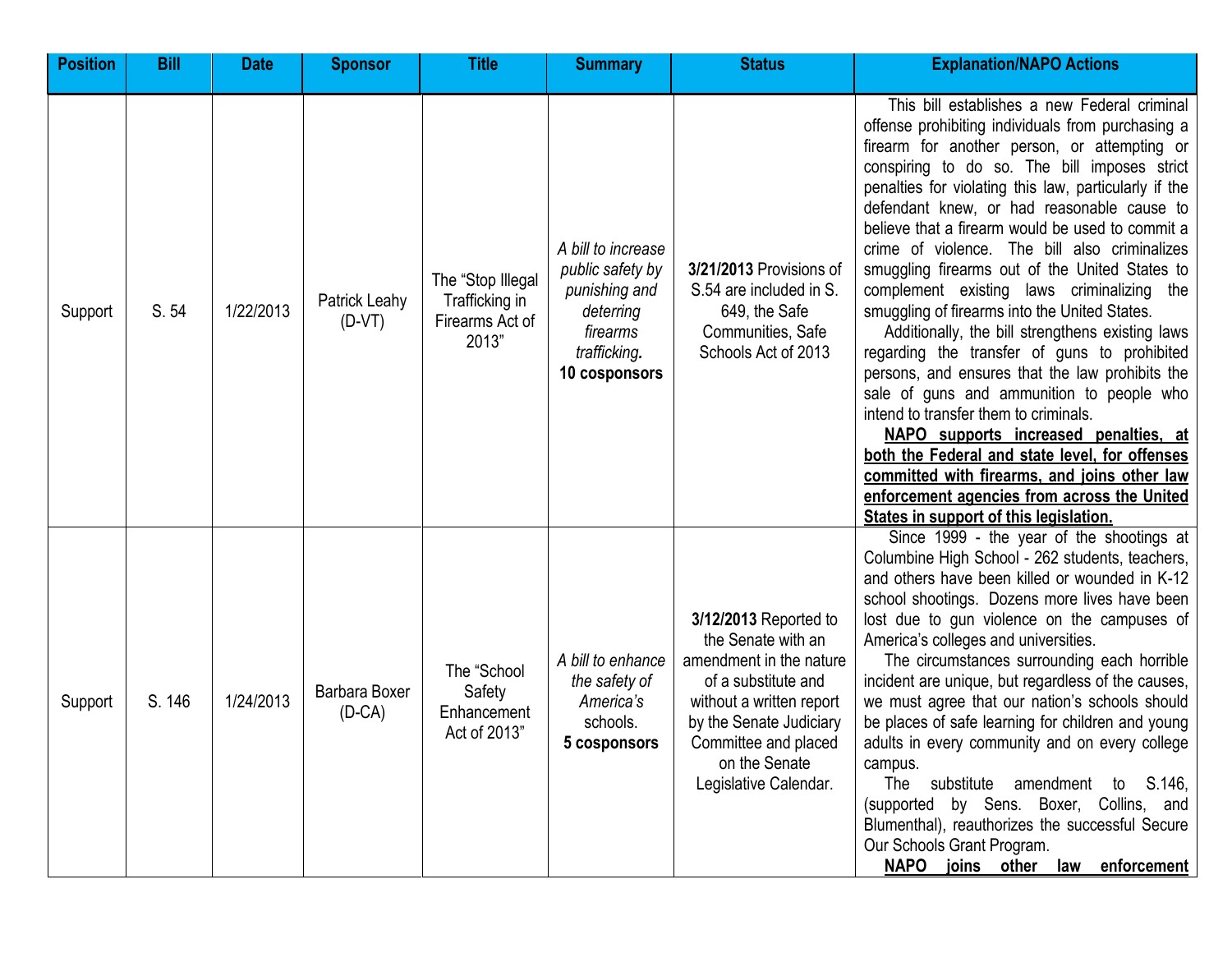| Position | Bill | Date | Sponsor | Title | Summary | Status | Explanation/NAPO Actions |
|---|---|---|---|---|---|---|---|
| Support | S. 54 | 1/22/2013 | Patrick Leahy (D-VT) | The "Stop Illegal Trafficking in Firearms Act of 2013" | *A bill to increase public safety by punishing and deterring firearms trafficking.* **10 cosponsors** | **3/21/2013** Provisions of S.54 are included in S. 649, the Safe Communities, Safe Schools Act of 2013 | This bill establishes a new Federal criminal offense prohibiting individuals from purchasing a firearm for another person, or attempting or conspiring to do so. The bill imposes strict penalties for violating this law, particularly if the defendant knew, or had reasonable cause to believe that a firearm would be used to commit a crime of violence. The bill also criminalizes smuggling firearms out of the United States to complement existing laws criminalizing the smuggling of firearms into the United States. Additionally, the bill strengthens existing laws regarding the transfer of guns to prohibited persons, and ensures that the law prohibits the sale of guns and ammunition to people who intend to transfer them to criminals. **NAPO supports increased penalties, at both the Federal and state level, for offenses committed with firearms, and joins other law enforcement agencies from across the United States in support of this legislation.** |
| Support | S. 146 | 1/24/2013 | Barbara Boxer (D-CA) | The "School Safety Enhancement Act of 2013" | *A bill to enhance the safety of America's* schools. **5 cosponsors** | **3/12/2013** Reported to the Senate with an amendment in the nature of a substitute and without a written report by the Senate Judiciary Committee and placed on the Senate Legislative Calendar. | Since 1999 - the year of the shootings at Columbine High School - 262 students, teachers, and others have been killed or wounded in K-12 school shootings. Dozens more lives have been lost due to gun violence on the campuses of America's colleges and universities. The circumstances surrounding each horrible incident are unique, but regardless of the causes, we must agree that our nation's schools should be places of safe learning for children and young adults in every community and on every college campus. The substitute amendment to S.146, (supported by Sens. Boxer, Collins, and Blumenthal), reauthorizes the successful Secure Our Schools Grant Program. **NAPO joins other law enforcement** |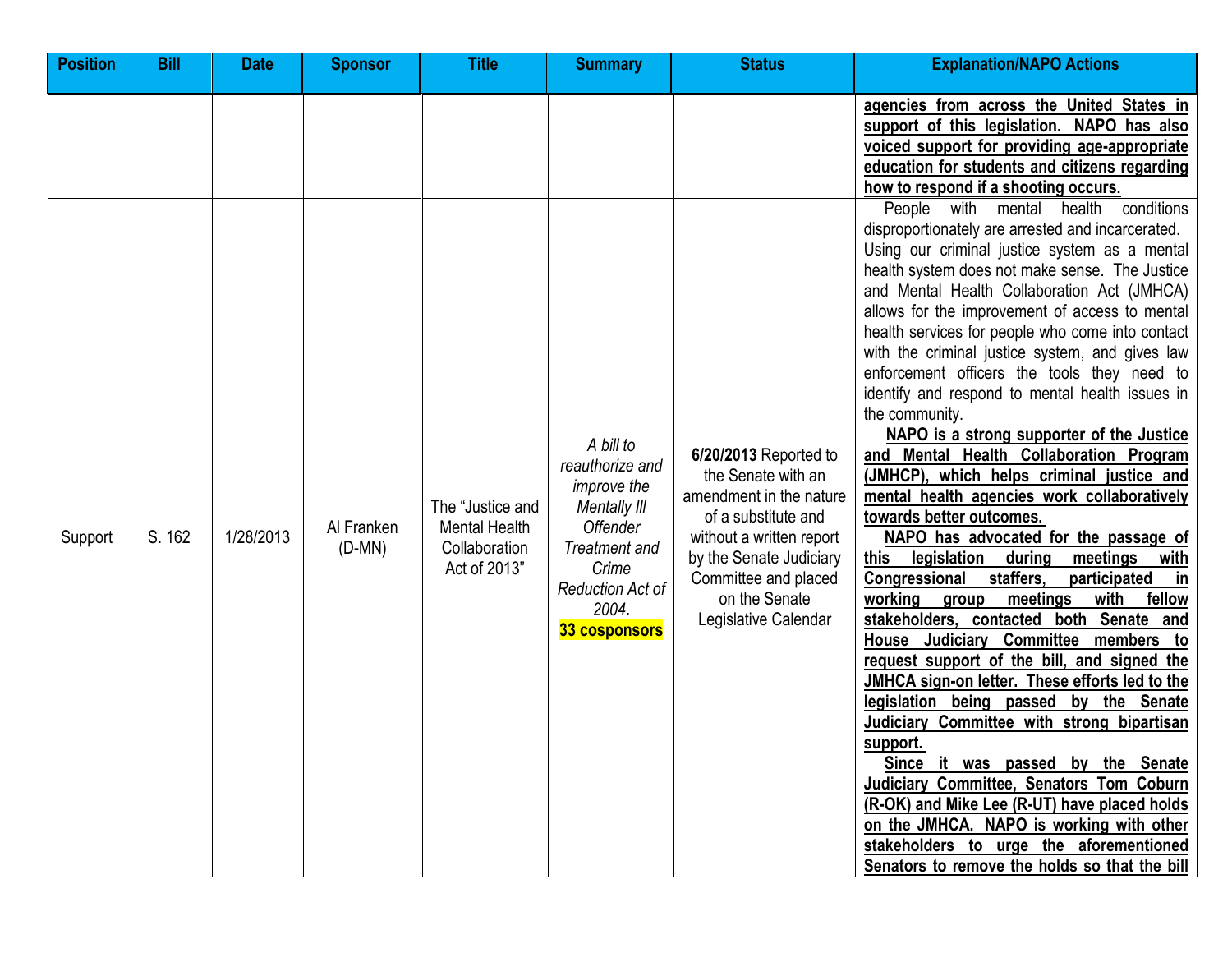| Position | Bill | Date | Sponsor | Title | Summary | Status | Explanation/NAPO Actions |
|---|---|---|---|---|---|---|---|
| | | | | | | | **agencies from across the United States in support of this legislation. NAPO has also voiced support for providing age-appropriate education for students and citizens regarding how to respond if a shooting occurs.** |
| Support | S. 162 | 1/28/2013 | Al Franken (D-MN) | The "Justice and Mental Health Collaboration Act of 2013" | *A bill to reauthorize and improve the Mentally Ill Offender Treatment and Crime Reduction Act of 2004*. **33 cosponsors** | **6/20/2013** Reported to the Senate with an amendment in the nature of a substitute and without a written report by the Senate Judiciary Committee and placed on the Senate Legislative Calendar | People with mental health conditions disproportionately are arrested and incarcerated. Using our criminal justice system as a mental health system does not make sense. The Justice and Mental Health Collaboration Act (JMHCA) allows for the improvement of access to mental health services for people who come into contact with the criminal justice system, and gives law enforcement officers the tools they need to identify and respond to mental health issues in the community. **NAPO is a strong supporter of the Justice and Mental Health Collaboration Program (JMHCP), which helps criminal justice and mental health agencies work collaboratively towards better outcomes.** **NAPO has advocated for the passage of this legislation during meetings with Congressional staffers, participated in working group meetings with fellow stakeholders, contacted both Senate and House Judiciary Committee members to request support of the bill, and signed the JMHCA sign-on letter. These efforts led to the legislation being passed by the Senate Judiciary Committee with strong bipartisan support.** **Since it was passed by the Senate Judiciary Committee, Senators Tom Coburn (R-OK) and Mike Lee (R-UT) have placed holds on the JMHCA. NAPO is working with other stakeholders to urge the aforementioned Senators to remove the holds so that the bill** |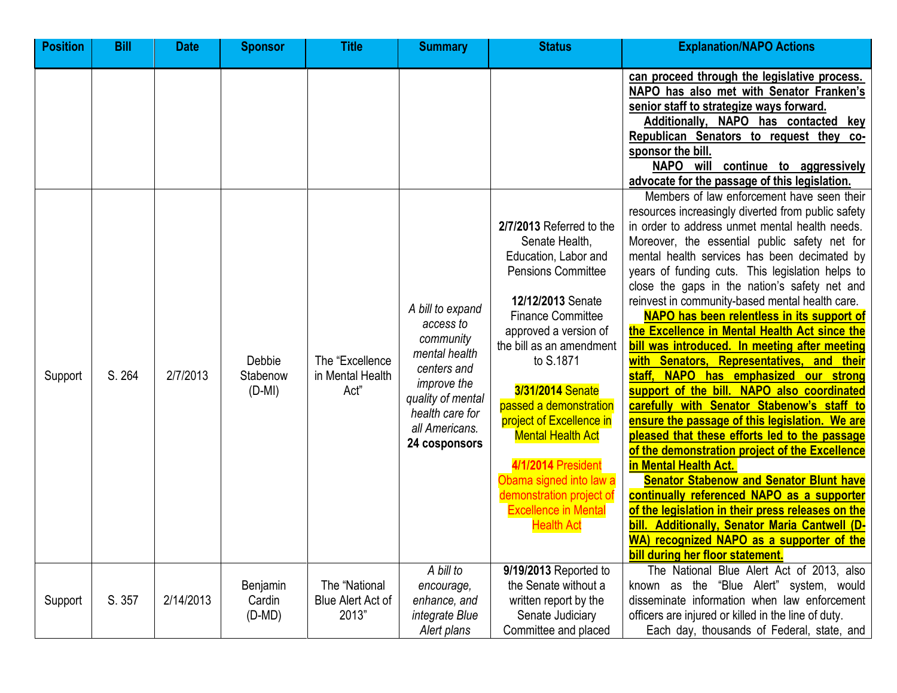| Position | Bill | Date | Sponsor | Title | Summary | Status | Explanation/NAPO Actions |
|---|---|---|---|---|---|---|---|
| | | | | | | | **can proceed through the legislative process. NAPO has also met with Senator Franken's senior staff to strategize ways forward.** **Additionally, NAPO has contacted key Republican Senators to request they co-sponsor the bill.** **NAPO will continue to aggressively advocate for the passage of this legislation.** |
| Support | S. 264 | 2/7/2013 | Debbie Stabenow (D-MI) | The "Excellence in Mental Health Act" | *A bill to expand access to community mental health centers and improve the quality of mental health care for all Americans.* **24 cosponsors** | **2/7/2013** Referred to the Senate Health, Education, Labor and Pensions Committee<br><br>**12/12/2013** Senate Finance Committee approved a version of the bill as an amendment to S.1871<br><br>**3/31/2014** Senate passed a demonstration project of Excellence in Mental Health Act<br><br>**4/1/2014** President Obama signed into law a demonstration project of Excellence in Mental Health Act | Members of law enforcement have seen their resources increasingly diverted from public safety in order to address unmet mental health needs. Moreover, the essential public safety net for mental health services has been decimated by years of funding cuts. This legislation helps to close the gaps in the nation's safety net and reinvest in community-based mental health care.<br>**NAPO has been relentless in its support of the Excellence in Mental Health Act since the bill was introduced. In meeting after meeting with Senators, Representatives, and their staff, NAPO has emphasized our strong support of the bill. NAPO also coordinated carefully with Senator Stabenow's staff to ensure the passage of this legislation. We are pleased that these efforts led to the passage of the demonstration project of the Excellence in Mental Health Act.**<br>**Senator Stabenow and Senator Blunt have continually referenced NAPO as a supporter of the legislation in their press releases on the bill. Additionally, Senator Maria Cantwell (D-WA) recognized NAPO as a supporter of the bill during her floor statement.** |
| Support | S. 357 | 2/14/2013 | Benjamin Cardin (D-MD) | The "National Blue Alert Act of 2013" | *A bill to encourage, enhance, and integrate Blue Alert plans* | **9/19/2013** Reported to the Senate without a written report by the Senate Judiciary Committee and placed | The National Blue Alert Act of 2013, also known as the "Blue Alert" system, would disseminate information when law enforcement officers are injured or killed in the line of duty.<br>Each day, thousands of Federal, state, and |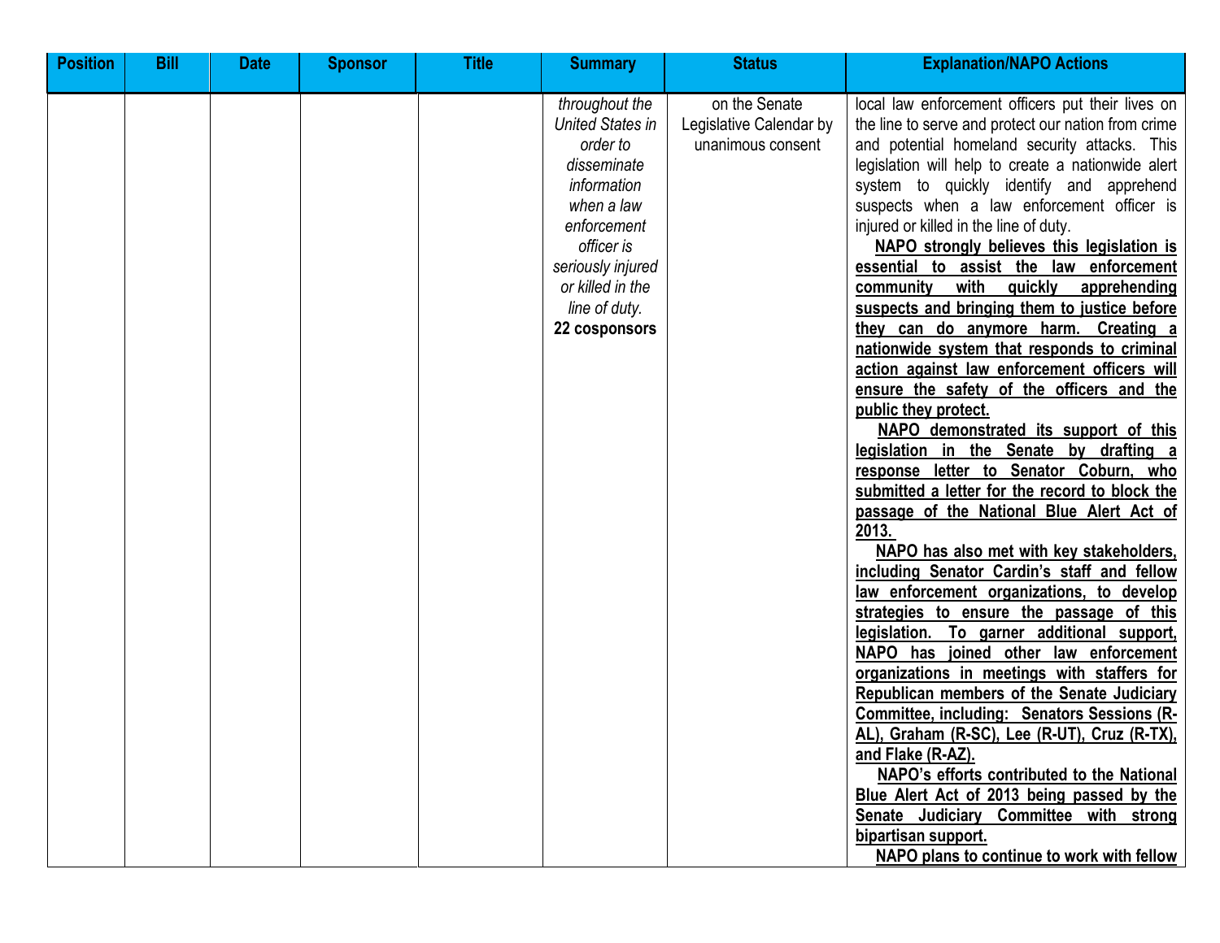| Position | Bill | Date | Sponsor | Title | Summary | Status | Explanation/NAPO Actions |
|---|---|---|---|---|---|---|---|
| | | | | | *throughout the United States in order to disseminate information when a law enforcement officer is seriously injured or killed in the line of duty.* **22 cosponsors** | on the Senate Legislative Calendar by unanimous consent | local law enforcement officers put their lives on the line to serve and protect our nation from crime and potential homeland security attacks. This legislation will help to create a nationwide alert system to quickly identify and apprehend suspects when a law enforcement officer is injured or killed in the line of duty.<br>**NAPO strongly believes this legislation is essential to assist the law enforcement community with quickly apprehending suspects and bringing them to justice before they can do anymore harm. Creating a nationwide system that responds to criminal action against law enforcement officers will ensure the safety of the officers and the public they protect.**<br>**NAPO demonstrated its support of this legislation in the Senate by drafting a response letter to Senator Coburn, who submitted a letter for the record to block the passage of the National Blue Alert Act of 2013.**<br>**NAPO has also met with key stakeholders, including Senator Cardin's staff and fellow law enforcement organizations, to develop strategies to ensure the passage of this legislation. To garner additional support, NAPO has joined other law enforcement organizations in meetings with staffers for Republican members of the Senate Judiciary Committee, including: Senators Sessions (R-AL), Graham (R-SC), Lee (R-UT), Cruz (R-TX), and Flake (R-AZ).**<br>**NAPO's efforts contributed to the National Blue Alert Act of 2013 being passed by the Senate Judiciary Committee with strong bipartisan support.**<br>**NAPO plans to continue to work with fellow** |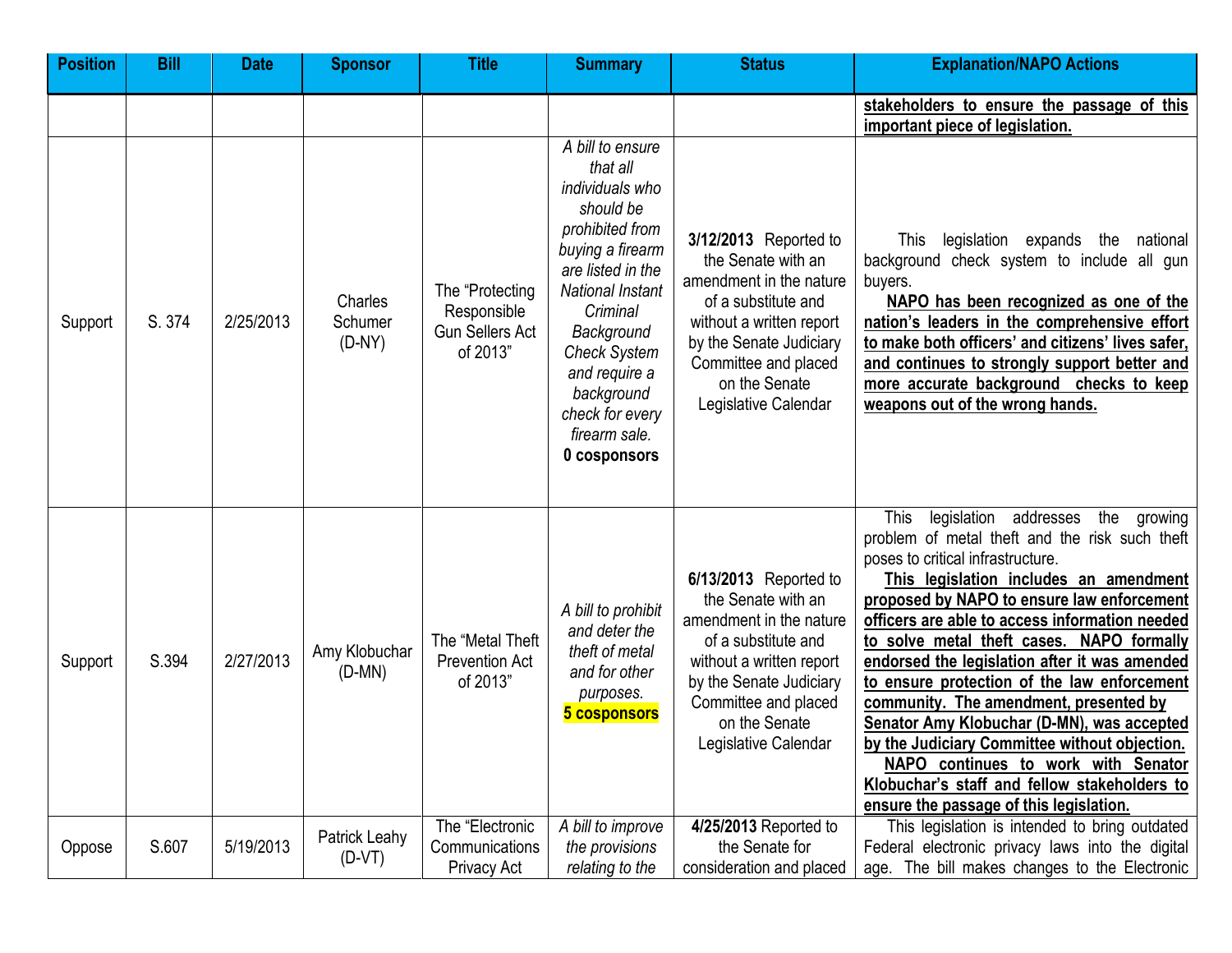| Position | Bill | Date | Sponsor | Title | Summary | Status | Explanation/NAPO Actions |
|---|---|---|---|---|---|---|---|
| | | | | | | | **stakeholders to ensure the passage of this important piece of legislation.** |
| Support | S. 374 | 2/25/2013 | Charles Schumer (D-NY) | The "Protecting Responsible Gun Sellers Act of 2013" | *A bill to ensure that all individuals who should be prohibited from buying a firearm are listed in the National Instant Criminal Background Check System and require a background check for every firearm sale.* **0 cosponsors** | **3/12/2013** Reported to the Senate with an amendment in the nature of a substitute and without a written report by the Senate Judiciary Committee and placed on the Senate Legislative Calendar | This legislation expands the national background check system to include all gun buyers. **NAPO has been recognized as one of the nation's leaders in the comprehensive effort to make both officers' and citizens' lives safer, and continues to strongly support better and more accurate background checks to keep weapons out of the wrong hands.** |
| Support | S.394 | 2/27/2013 | Amy Klobuchar (D-MN) | The "Metal Theft Prevention Act of 2013" | *A bill to prohibit and deter the theft of metal and for other purposes.* **5 cosponsors** | **6/13/2013** Reported to the Senate with an amendment in the nature of a substitute and without a written report by the Senate Judiciary Committee and placed on the Senate Legislative Calendar | This legislation addresses the growing problem of metal theft and the risk such theft poses to critical infrastructure. **This legislation includes an amendment proposed by NAPO to ensure law enforcement officers are able to access information needed to solve metal theft cases. NAPO formally endorsed the legislation after it was amended to ensure protection of the law enforcement community. The amendment, presented by Senator Amy Klobuchar (D-MN), was accepted by the Judiciary Committee without objection. NAPO continues to work with Senator Klobuchar's staff and fellow stakeholders to ensure the passage of this legislation.** |
| Oppose | S.607 | 5/19/2013 | Patrick Leahy (D-VT) | The "Electronic Communications Privacy Act | *A bill to improve the provisions relating to the* | **4/25/2013** Reported to the Senate for consideration and placed | This legislation is intended to bring outdated Federal electronic privacy laws into the digital age. The bill makes changes to the Electronic |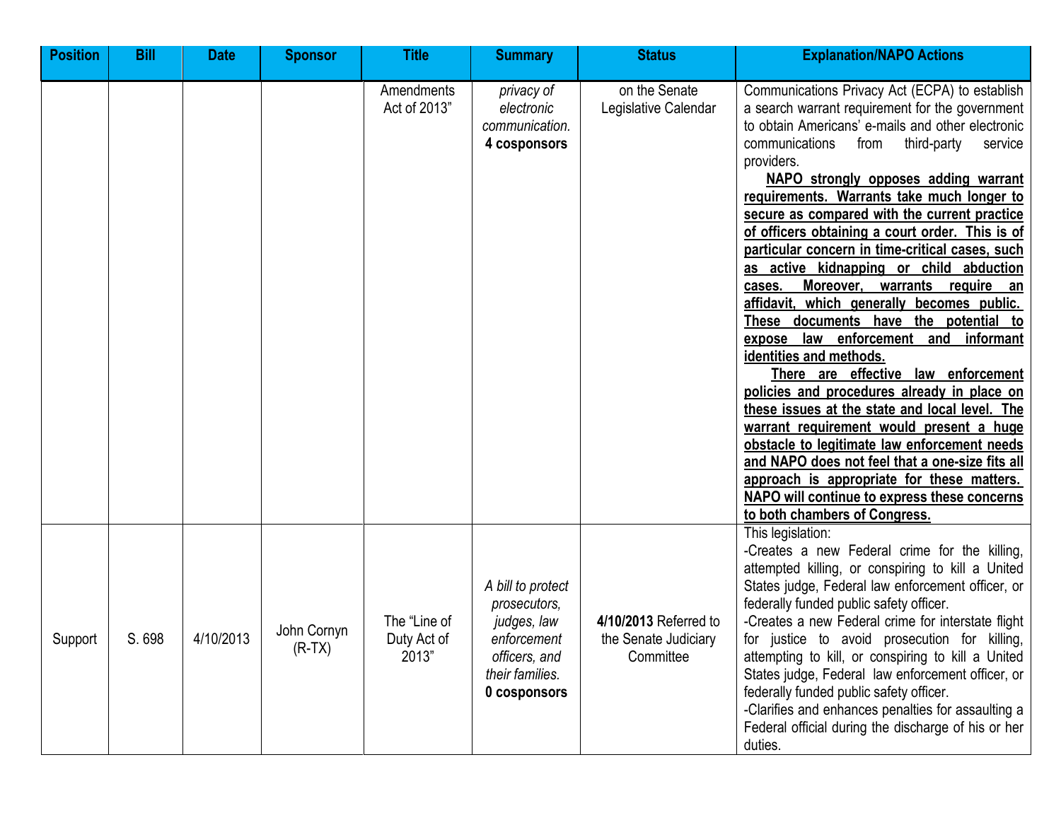| Position | Bill | Date | Sponsor | Title | Summary | Status | Explanation/NAPO Actions |
|---|---|---|---|---|---|---|---|
| | | | | Amendments Act of 2013" | *privacy of electronic communication.* **4 cosponsors** | on the Senate Legislative Calendar | Communications Privacy Act (ECPA) to establish a search warrant requirement for the government to obtain Americans' e-mails and other electronic communications from third-party service providers. <br> **NAPO strongly opposes adding warrant requirements. Warrants take much longer to secure as compared with the current practice of officers obtaining a court order. This is of particular concern in time-critical cases, such as active kidnapping or child abduction cases. Moreover, warrants require an affidavit, which generally becomes public. These documents have the potential to expose law enforcement and informant identities and methods.** <br> **There are effective law enforcement policies and procedures already in place on these issues at the state and local level. The warrant requirement would present a huge obstacle to legitimate law enforcement needs and NAPO does not feel that a one-size fits all approach is appropriate for these matters. NAPO will continue to express these concerns to both chambers of Congress.** |
| Support | S. 698 | 4/10/2013 | John Cornyn (R-TX) | The "Line of Duty Act of 2013" | *A bill to protect prosecutors, judges, law enforcement officers, and their families.* **0 cosponsors** | **4/10/2013** Referred to the Senate Judiciary Committee | This legislation: <br> -Creates a new Federal crime for the killing, attempted killing, or conspiring to kill a United States judge, Federal law enforcement officer, or federally funded public safety officer. <br> -Creates a new Federal crime for interstate flight for justice to avoid prosecution for killing, attempting to kill, or conspiring to kill a United States judge, Federal law enforcement officer, or federally funded public safety officer. <br> -Clarifies and enhances penalties for assaulting a Federal official during the discharge of his or her duties. |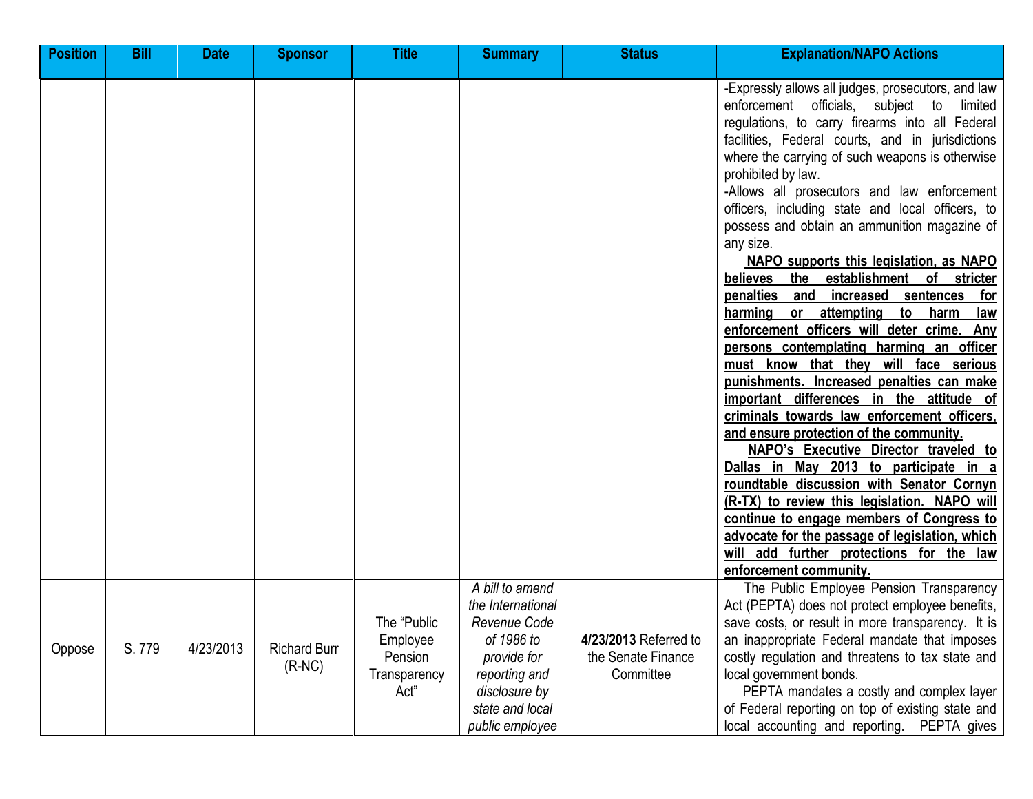| Position | Bill | Date | Sponsor | Title | Summary | Status | Explanation/NAPO Actions |
|---|---|---|---|---|---|---|---|
| | | | | | | | -Expressly allows all judges, prosecutors, and law enforcement officials, subject to limited regulations, to carry firearms into all Federal facilities, Federal courts, and in jurisdictions where the carrying of such weapons is otherwise prohibited by law.<br>-Allows all prosecutors and law enforcement officers, including state and local officers, to possess and obtain an ammunition magazine of any size.<br>**NAPO supports this legislation, as NAPO believes the establishment of stricter penalties and increased sentences for harming or attempting to harm law enforcement officers will deter crime. Any persons contemplating harming an officer must know that they will face serious punishments. Increased penalties can make important differences in the attitude of criminals towards law enforcement officers, and ensure protection of the community.**<br>**NAPO's Executive Director traveled to Dallas in May 2013 to participate in a roundtable discussion with Senator Cornyn (R-TX) to review this legislation. NAPO will continue to engage members of Congress to advocate for the passage of legislation, which will add further protections for the law enforcement community.** |
| Oppose | S. 779 | 4/23/2013 | Richard Burr (R-NC) | The "Public Employee Pension Transparency Act" | *A bill to amend the International Revenue Code of 1986 to provide for reporting and disclosure by state and local public employee* | **4/23/2013** Referred to the Senate Finance Committee | The Public Employee Pension Transparency Act (PEPTA) does not protect employee benefits, save costs, or result in more transparency. It is an inappropriate Federal mandate that imposes costly regulation and threatens to tax state and local government bonds.<br>PEPTA mandates a costly and complex layer of Federal reporting on top of existing state and local accounting and reporting. PEPTA gives |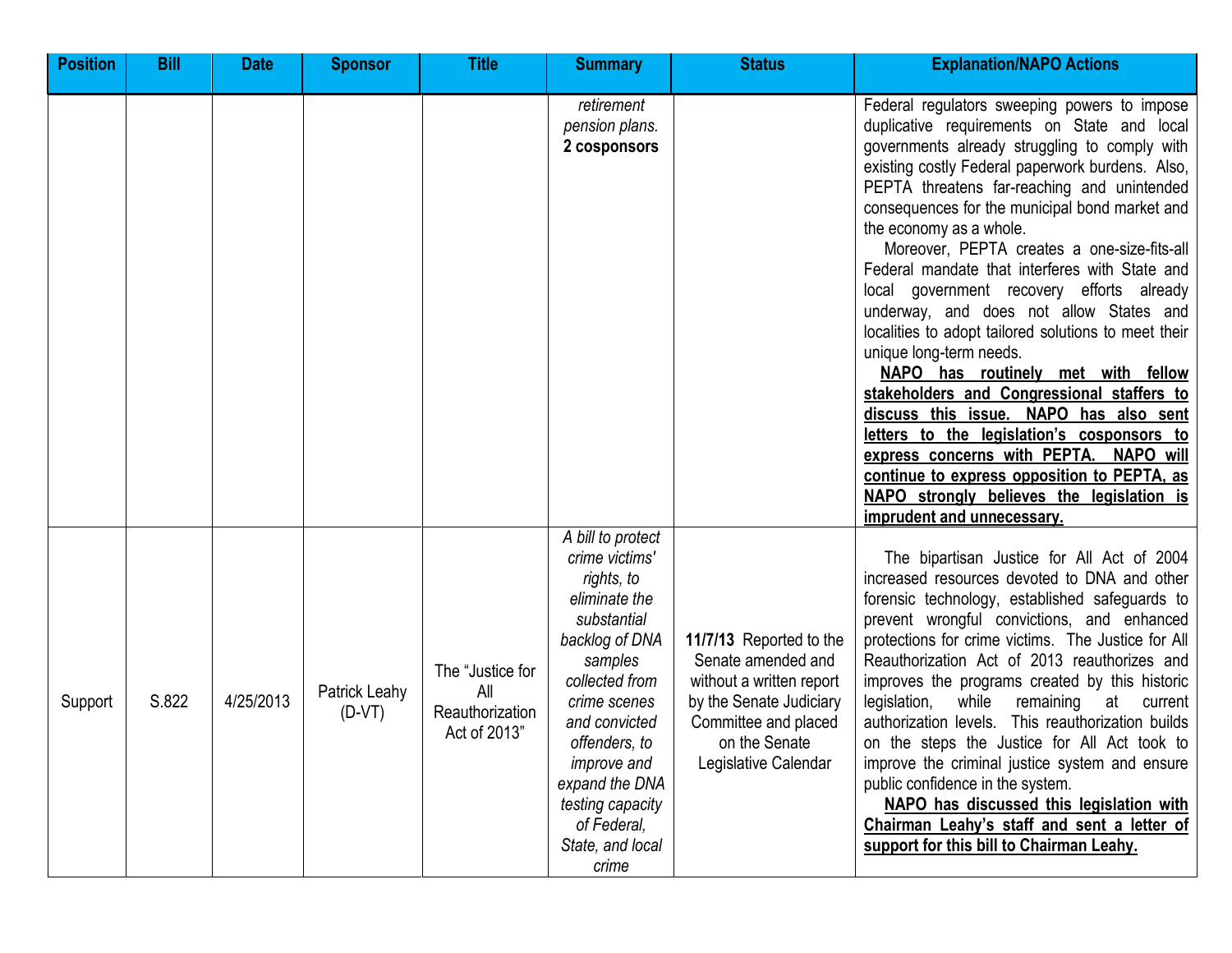| Position | Bill | Date | Sponsor | Title | Summary | Status | Explanation/NAPO Actions |
|---|---|---|---|---|---|---|---|
| | | | | | *retirement pension plans.* **2 cosponsors** | | Federal regulators sweeping powers to impose duplicative requirements on State and local governments already struggling to comply with existing costly Federal paperwork burdens. Also, PEPTA threatens far-reaching and unintended consequences for the municipal bond market and the economy as a whole.<br>Moreover, PEPTA creates a one-size-fits-all Federal mandate that interferes with State and local government recovery efforts already underway, and does not allow States and localities to adopt tailored solutions to meet their unique long-term needs.<br>**NAPO has routinely met with fellow stakeholders and Congressional staffers to discuss this issue. NAPO has also sent letters to the legislation's cosponsors to express concerns with PEPTA. NAPO will continue to express opposition to PEPTA, as NAPO strongly believes the legislation is imprudent and unnecessary.** |
| Support | S.822 | 4/25/2013 | Patrick Leahy (D-VT) | The "Justice for All Reauthorization Act of 2013" | *A bill to protect crime victims' rights, to eliminate the substantial backlog of DNA samples collected from crime scenes and convicted offenders, to improve and expand the DNA testing capacity of Federal, State, and local crime* | **11/7/13** Reported to the Senate amended and without a written report by the Senate Judiciary Committee and placed on the Senate Legislative Calendar | The bipartisan Justice for All Act of 2004 increased resources devoted to DNA and other forensic technology, established safeguards to prevent wrongful convictions, and enhanced protections for crime victims. The Justice for All Reauthorization Act of 2013 reauthorizes and improves the programs created by this historic legislation, while remaining at current authorization levels. This reauthorization builds on the steps the Justice for All Act took to improve the criminal justice system and ensure public confidence in the system.<br>**NAPO has discussed this legislation with Chairman Leahy's staff and sent a letter of support for this bill to Chairman Leahy.** |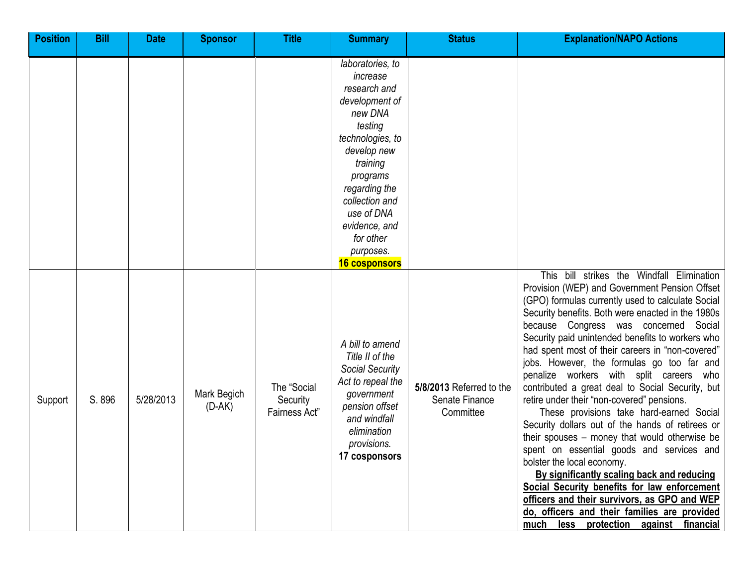| Position | Bill | Date | Sponsor | Title | Summary | Status | Explanation/NAPO Actions |
|---|---|---|---|---|---|---|---|
| | | | | | *laboratories, to increase research and development of new DNA testing technologies, to develop new training programs regarding the collection and use of DNA evidence, and for other purposes.* **16 cosponsors** | | |
| Support | S. 896 | 5/28/2013 | Mark Begich (D-AK) | The "Social Security Fairness Act" | *A bill to amend Title II of the Social Security Act to repeal the government pension offset and windfall elimination provisions.* **17 cosponsors** | **5/8/2013** Referred to the Senate Finance Committee | This bill strikes the Windfall Elimination Provision (WEP) and Government Pension Offset (GPO) formulas currently used to calculate Social Security benefits. Both were enacted in the 1980s because Congress was concerned Social Security paid unintended benefits to workers who had spent most of their careers in "non-covered" jobs. However, the formulas go too far and penalize workers with split careers who contributed a great deal to Social Security, but retire under their "non-covered" pensions. These provisions take hard-earned Social Security dollars out of the hands of retirees or their spouses – money that would otherwise be spent on essential goods and services and bolster the local economy. **By significantly scaling back and reducing Social Security benefits for law enforcement officers and their survivors, as GPO and WEP do, officers and their families are provided much less protection against financial** |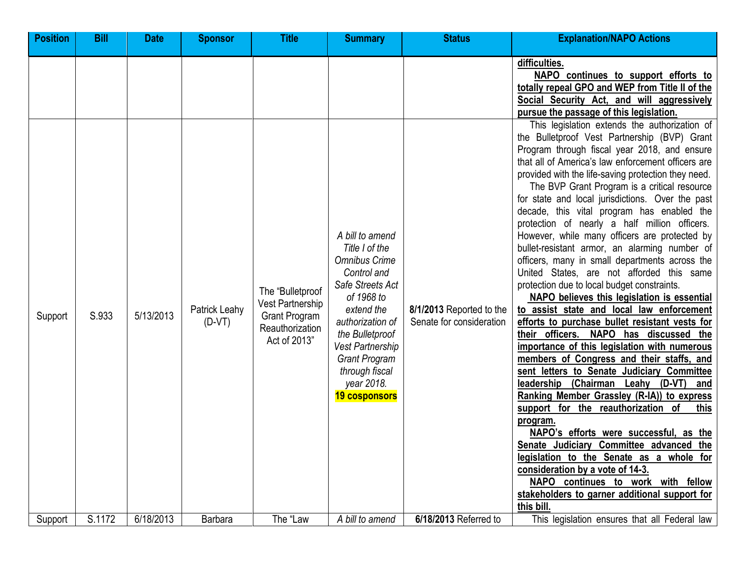| Position | Bill | Date | Sponsor | Title | Summary | Status | Explanation/NAPO Actions |
|---|---|---|---|---|---|---|---|
| | | | | | | | **difficulties.** **NAPO continues to support efforts to totally repeal GPO and WEP from Title II of the Social Security Act, and will aggressively pursue the passage of this legislation.** |
| Support | S.933 | 5/13/2013 | Patrick Leahy (D-VT) | The "Bulletproof Vest Partnership Grant Program Reauthorization Act of 2013" | *A bill to amend Title I of the Omnibus Crime Control and Safe Streets Act of 1968 to extend the authorization of the Bulletproof Vest Partnership Grant Program through fiscal year 2018.* **19 cosponsors** | **8/1/2013** Reported to the Senate for consideration | This legislation extends the authorization of the Bulletproof Vest Partnership (BVP) Grant Program through fiscal year 2018, and ensure that all of America's law enforcement officers are provided with the life-saving protection they need. The BVP Grant Program is a critical resource for state and local jurisdictions. Over the past decade, this vital program has enabled the protection of nearly a half million officers. However, while many officers are protected by bullet-resistant armor, an alarming number of officers, many in small departments across the United States, are not afforded this same protection due to local budget constraints. **NAPO believes this legislation is essential to assist state and local law enforcement efforts to purchase bullet resistant vests for their officers. NAPO has discussed the importance of this legislation with numerous members of Congress and their staffs, and sent letters to Senate Judiciary Committee leadership (Chairman Leahy (D-VT) and Ranking Member Grassley (R-IA)) to express support for the reauthorization of this program.** **NAPO's efforts were successful, as the Senate Judiciary Committee advanced the legislation to the Senate as a whole for consideration by a vote of 14-3.** **NAPO continues to work with fellow stakeholders to garner additional support for this bill.** |
| Support | S.1172 | 6/18/2013 | Barbara | The "Law | *A bill to amend* | **6/18/2013** Referred to | This legislation ensures that all Federal law |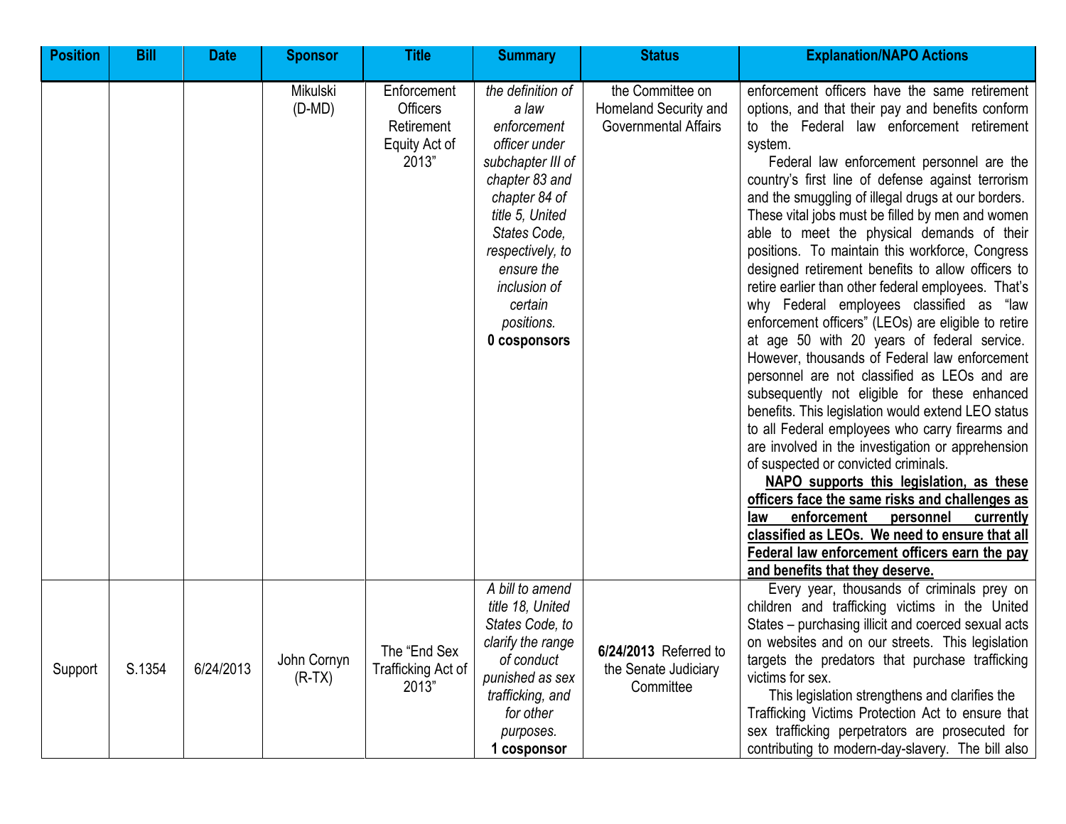| Position | Bill | Date | Sponsor | Title | Summary | Status | Explanation/NAPO Actions |
| --- | --- | --- | --- | --- | --- | --- | --- |
| | | | Mikulski (D-MD) | Enforcement Officers Retirement Equity Act of 2013" | *the definition of a law enforcement officer under subchapter III of chapter 83 and chapter 84 of title 5, United States Code, respectively, to ensure the inclusion of certain positions.* **0 cosponsors** | the Committee on Homeland Security and Governmental Affairs | enforcement officers have the same retirement options, and that their pay and benefits conform to the Federal law enforcement retirement system. Federal law enforcement personnel are the country's first line of defense against terrorism and the smuggling of illegal drugs at our borders. These vital jobs must be filled by men and women able to meet the physical demands of their positions. To maintain this workforce, Congress designed retirement benefits to allow officers to retire earlier than other federal employees. That's why Federal employees classified as "law enforcement officers" (LEOs) are eligible to retire at age 50 with 20 years of federal service. However, thousands of Federal law enforcement personnel are not classified as LEOs and are subsequently not eligible for these enhanced benefits. This legislation would extend LEO status to all Federal employees who carry firearms and are involved in the investigation or apprehension of suspected or convicted criminals. **NAPO supports this legislation, as these officers face the same risks and challenges as law enforcement personnel currently classified as LEOs. We need to ensure that all Federal law enforcement officers earn the pay and benefits that they deserve.** |
| Support | S.1354 | 6/24/2013 | John Cornyn (R-TX) | The "End Sex Trafficking Act of 2013" | *A bill to amend title 18, United States Code, to clarify the range of conduct punished as sex trafficking, and for other purposes.* **1 cosponsor** | **6/24/2013** Referred to the Senate Judiciary Committee | Every year, thousands of criminals prey on children and trafficking victims in the United States – purchasing illicit and coerced sexual acts on websites and on our streets. This legislation targets the predators that purchase trafficking victims for sex. This legislation strengthens and clarifies the Trafficking Victims Protection Act to ensure that sex trafficking perpetrators are prosecuted for contributing to modern-day-slavery. The bill also |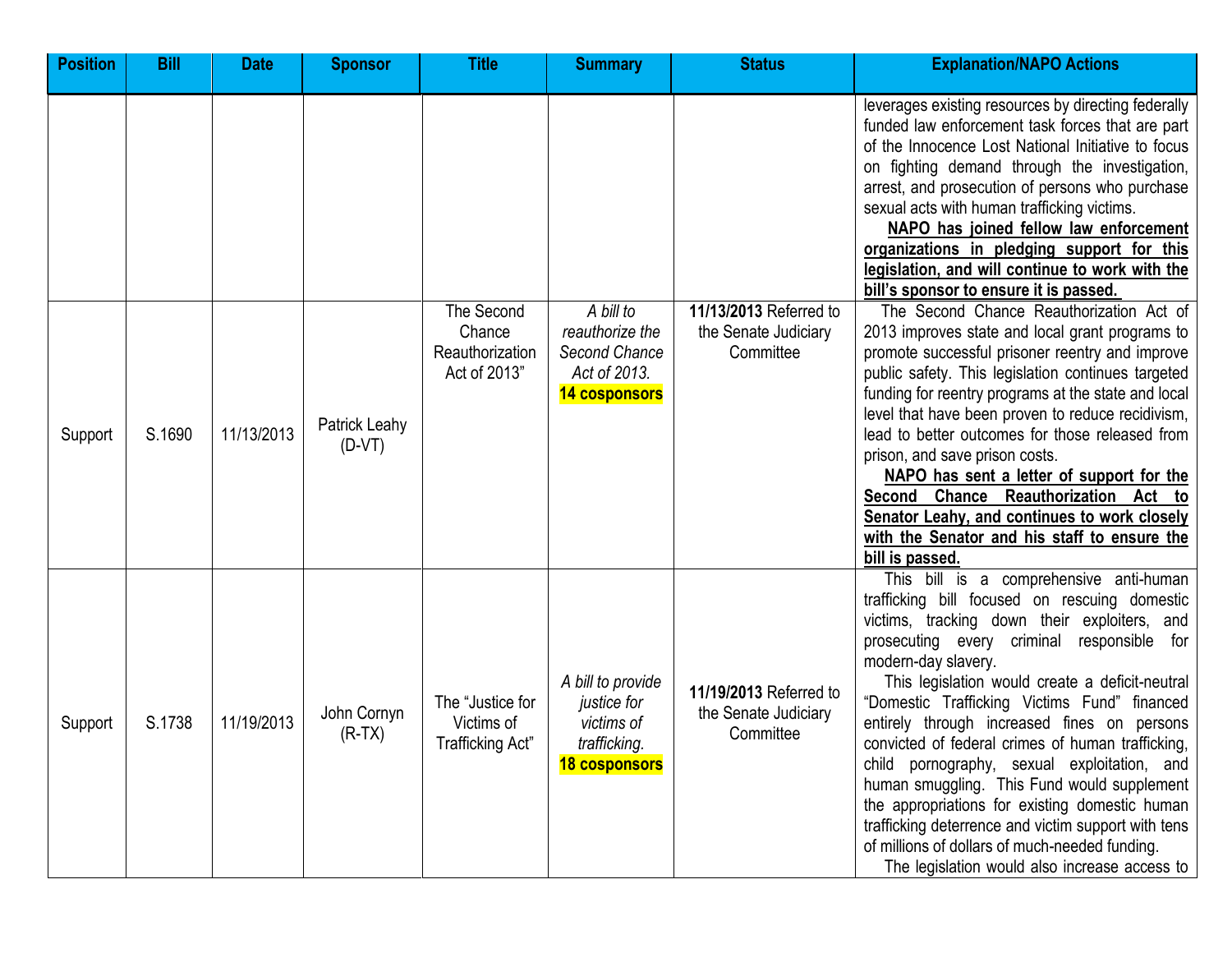| Position | Bill | Date | Sponsor | Title | Summary | Status | Explanation/NAPO Actions |
|---|---|---|---|---|---|---|---|
| | | | | | | | leverages existing resources by directing federally funded law enforcement task forces that are part of the Innocence Lost National Initiative to focus on fighting demand through the investigation, arrest, and prosecution of persons who purchase sexual acts with human trafficking victims. **NAPO has joined fellow law enforcement organizations in pledging support for this legislation, and will continue to work with the bill's sponsor to ensure it is passed.** |
| Support | S.1690 | 11/13/2013 | Patrick Leahy (D-VT) | The Second Chance Reauthorization Act of 2013" | *A bill to reauthorize the Second Chance Act of 2013.* **14 cosponsors** | **11/13/2013** Referred to the Senate Judiciary Committee | The Second Chance Reauthorization Act of 2013 improves state and local grant programs to promote successful prisoner reentry and improve public safety. This legislation continues targeted funding for reentry programs at the state and local level that have been proven to reduce recidivism, lead to better outcomes for those released from prison, and save prison costs. **NAPO has sent a letter of support for the Second Chance Reauthorization Act to Senator Leahy, and continues to work closely with the Senator and his staff to ensure the bill is passed.** |
| Support | S.1738 | 11/19/2013 | John Cornyn (R-TX) | The "Justice for Victims of Trafficking Act" | *A bill to provide justice for victims of trafficking.* **18 cosponsors** | **11/19/2013** Referred to the Senate Judiciary Committee | This bill is a comprehensive anti-human trafficking bill focused on rescuing domestic victims, tracking down their exploiters, and prosecuting every criminal responsible for modern-day slavery. This legislation would create a deficit-neutral "Domestic Trafficking Victims Fund" financed entirely through increased fines on persons convicted of federal crimes of human trafficking, child pornography, sexual exploitation, and human smuggling. This Fund would supplement the appropriations for existing domestic human trafficking deterrence and victim support with tens of millions of dollars of much-needed funding. The legislation would also increase access to |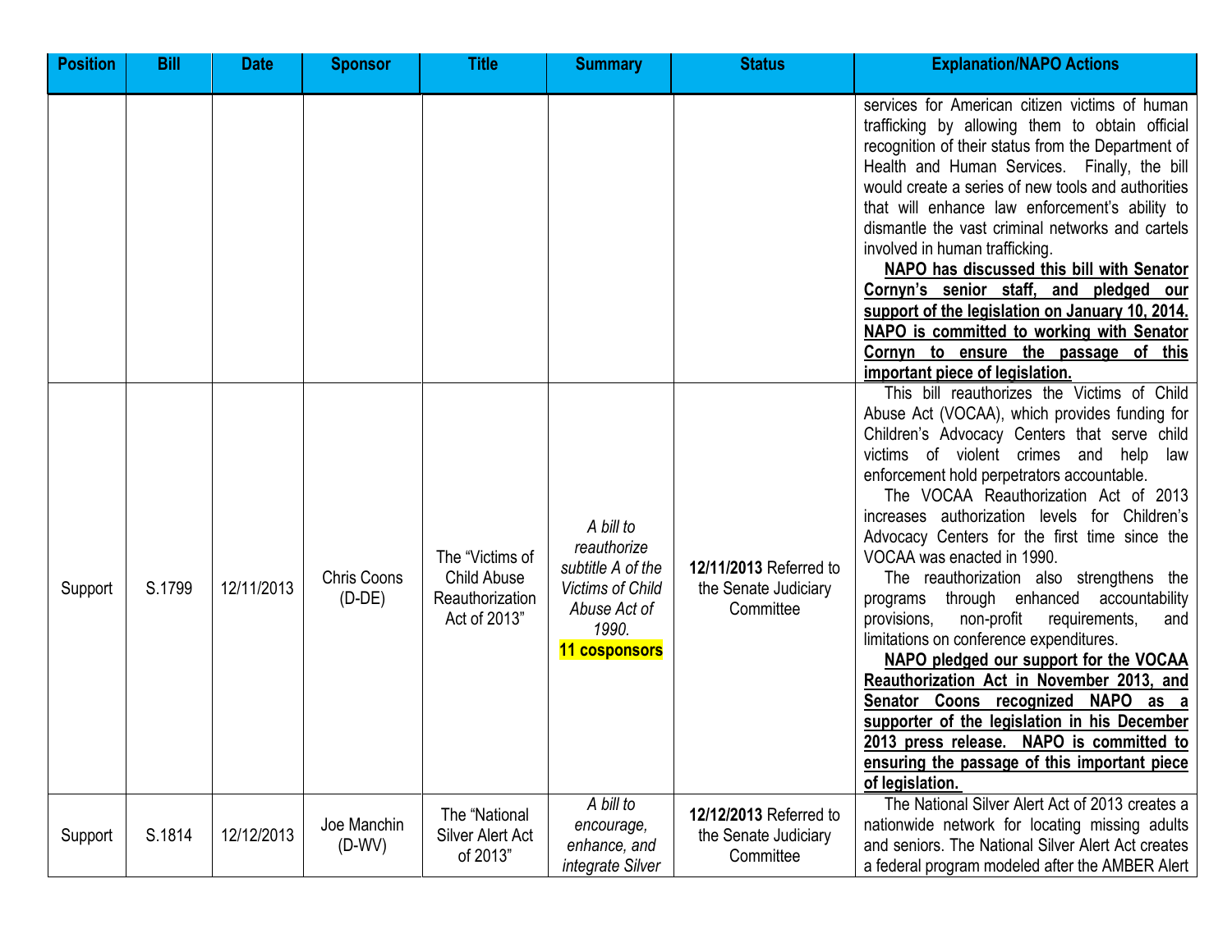| Position | Bill | Date | Sponsor | Title | Summary | Status | Explanation/NAPO Actions |
|---|---|---|---|---|---|---|---|
| | | | | | | | services for American citizen victims of human trafficking by allowing them to obtain official recognition of their status from the Department of Health and Human Services. Finally, the bill would create a series of new tools and authorities that will enhance law enforcement's ability to dismantle the vast criminal networks and cartels involved in human trafficking. <br> **NAPO has discussed this bill with Senator Cornyn's senior staff, and pledged our support of the legislation on January 10, 2014. NAPO is committed to working with Senator Cornyn to ensure the passage of this important piece of legislation.** |
| Support | S.1799 | 12/11/2013 | Chris Coons (D-DE) | The "Victims of Child Abuse Reauthorization Act of 2013" | *A bill to reauthorize subtitle A of the Victims of Child Abuse Act of 1990.* <br> **11 cosponsors** | **12/11/2013** Referred to the Senate Judiciary Committee | This bill reauthorizes the Victims of Child Abuse Act (VOCAA), which provides funding for Children's Advocacy Centers that serve child victims of violent crimes and help law enforcement hold perpetrators accountable. <br> The VOCAA Reauthorization Act of 2013 increases authorization levels for Children's Advocacy Centers for the first time since the VOCAA was enacted in 1990. <br> The reauthorization also strengthens the programs through enhanced accountability provisions, non-profit requirements, and limitations on conference expenditures. <br> **NAPO pledged our support for the VOCAA Reauthorization Act in November 2013, and Senator Coons recognized NAPO as a supporter of the legislation in his December 2013 press release. NAPO is committed to ensuring the passage of this important piece of legislation.** |
| Support | S.1814 | 12/12/2013 | Joe Manchin (D-WV) | The "National Silver Alert Act of 2013" | *A bill to encourage, enhance, and integrate Silver* | **12/12/2013** Referred to the Senate Judiciary Committee | The National Silver Alert Act of 2013 creates a nationwide network for locating missing adults and seniors. The National Silver Alert Act creates a federal program modeled after the AMBER Alert |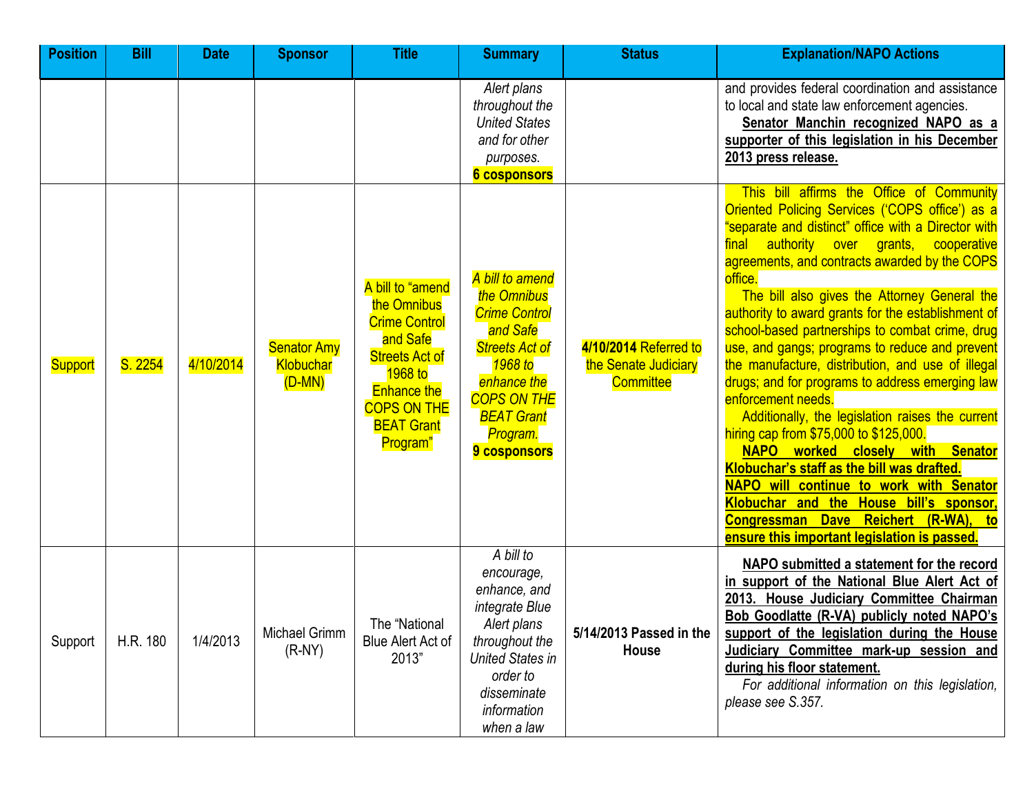| Position | Bill | Date | Sponsor | Title | Summary | Status | Explanation/NAPO Actions |
|---|---|---|---|---|---|---|---|
| | | | | | *Alert plans throughout the United States and for other purposes.* **6 cosponsors** | | and provides federal coordination and assistance to local and state law enforcement agencies. **Senator Manchin recognized NAPO as a supporter of this legislation in his December 2013 press release.** |
| Support | S. 2254 | 4/10/2014 | Senator Amy Klobuchar (D-MN) | A bill to "amend the Omnibus Crime Control and Safe Streets Act of 1968 to Enhance the COPS ON THE BEAT Grant Program" | *A bill to amend the Omnibus Crime Control and Safe Streets Act of 1968 to enhance the COPS ON THE BEAT Grant Program.* **9 cosponsors** | **4/10/2014** Referred to the Senate Judiciary Committee | This bill affirms the Office of Community Oriented Policing Services ('COPS office') as a "separate and distinct" office with a Director with final authority over grants, cooperative agreements, and contracts awarded by the COPS office. The bill also gives the Attorney General the authority to award grants for the establishment of school-based partnerships to combat crime, drug use, and gangs; programs to reduce and prevent the manufacture, distribution, and use of illegal drugs; and for programs to address emerging law enforcement needs. Additionally, the legislation raises the current hiring cap from $75,000 to $125,000. **NAPO worked closely with Senator Klobuchar's staff as the bill was drafted. NAPO will continue to work with Senator Klobuchar and the House bill's sponsor, Congressman Dave Reichert (R-WA), to ensure this important legislation is passed.** |
| Support | H.R. 180 | 1/4/2013 | Michael Grimm (R-NY) | The "National Blue Alert Act of 2013" | *A bill to encourage, enhance, and integrate Blue Alert plans throughout the United States in order to disseminate information when a law* | **5/14/2013 Passed in the House** | **NAPO submitted a statement for the record in support of the National Blue Alert Act of 2013. House Judiciary Committee Chairman Bob Goodlatte (R-VA) publicly noted NAPO's support of the legislation during the House Judiciary Committee mark-up session and during his floor statement.** *For additional information on this legislation, please see S.357.* |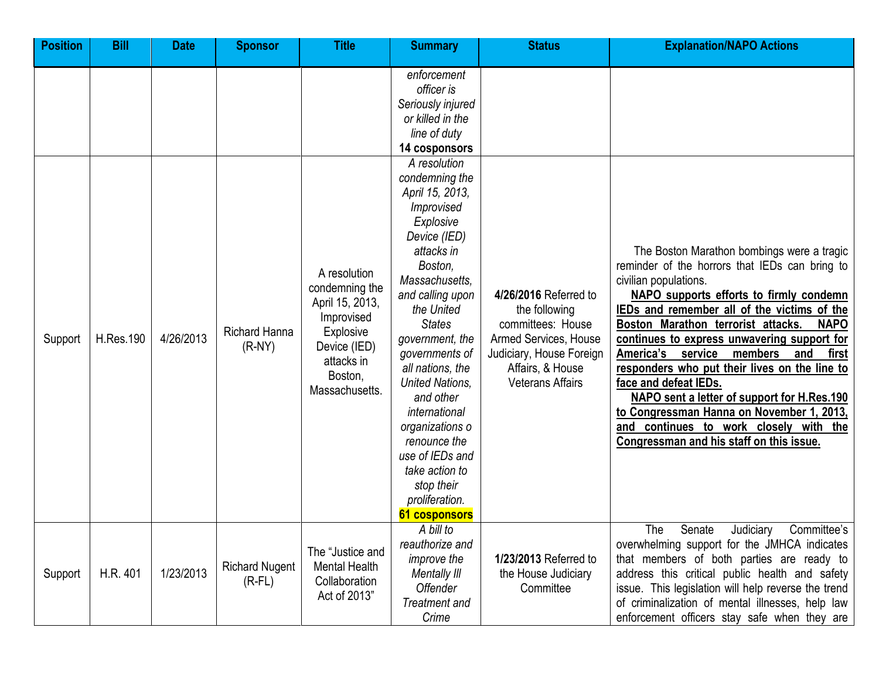| Position | Bill | Date | Sponsor | Title | Summary | Status | Explanation/NAPO Actions |
|---|---|---|---|---|---|---|---|
| | | | | | *enforcement officer is Seriously injured or killed in the line of duty* **14 cosponsors** | | |
| Support | H.Res.190 | 4/26/2013 | Richard Hanna (R-NY) | A resolution condemning the April 15, 2013, Improvised Explosive Device (IED) attacks in Boston, Massachusetts. | *A resolution condemning the April 15, 2013, Improvised Explosive Device (IED) attacks in Boston, Massachusetts, and calling upon the United States government, the governments of all nations, the United Nations, and other international organizations o renounce the use of IEDs and take action to stop their proliferation.* **61 cosponsors** | **4/26/2016** Referred to the following committees: House Armed Services, House Judiciary, House Foreign Affairs, & House Veterans Affairs | The Boston Marathon bombings were a tragic reminder of the horrors that IEDs can bring to civilian populations. **NAPO supports efforts to firmly condemn IEDs and remember all of the victims of the Boston Marathon terrorist attacks. NAPO continues to express unwavering support for America's service members and first responders who put their lives on the line to face and defeat IEDs.** **NAPO sent a letter of support for H.Res.190 to Congressman Hanna on November 1, 2013, and continues to work closely with the Congressman and his staff on this issue.** |
| Support | H.R. 401 | 1/23/2013 | Richard Nugent (R-FL) | The "Justice and Mental Health Collaboration Act of 2013" | *A bill to reauthorize and improve the Mentally Ill Offender Treatment and Crime* | **1/23/2013** Referred to the House Judiciary Committee | The Senate Judiciary Committee's overwhelming support for the JMHCA indicates that members of both parties are ready to address this critical public health and safety issue. This legislation will help reverse the trend of criminalization of mental illnesses, help law enforcement officers stay safe when they are |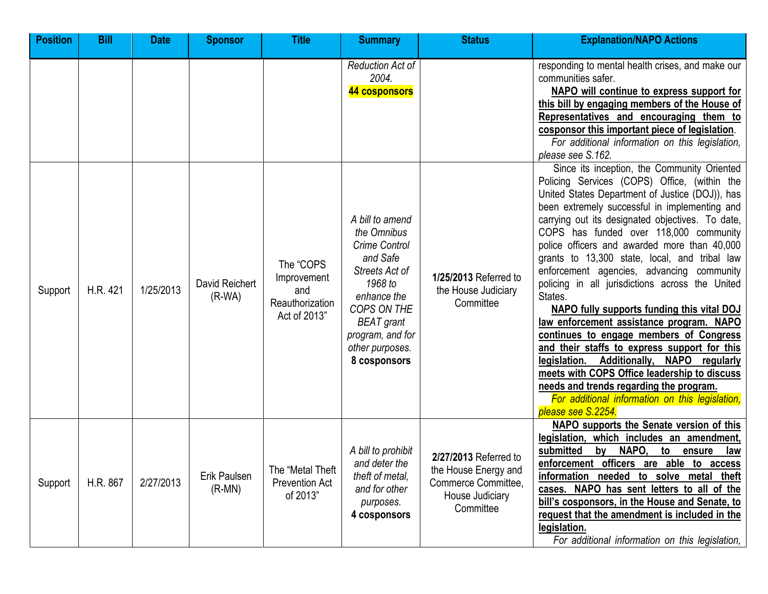| Position | Bill | Date | Sponsor | Title | Summary | Status | Explanation/NAPO Actions |
|---|---|---|---|---|---|---|---|
| | | | | | *Reduction Act of 2004.* **44 cosponsors** | | responding to mental health crises, and make our communities safer. **NAPO will continue to express support for this bill by engaging members of the House of Representatives and encouraging them to cosponsor this important piece of legislation**. *For additional information on this legislation, please see S.162.* |
| Support | H.R. 421 | 1/25/2013 | David Reichert (R-WA) | The "COPS Improvement and Reauthorization Act of 2013" | *A bill to amend the Omnibus Crime Control and Safe Streets Act of 1968 to enhance the COPS ON THE BEAT grant program, and for other purposes.* **8 cosponsors** | **1/25/2013** Referred to the House Judiciary Committee | Since its inception, the Community Oriented Policing Services (COPS) Office, (within the United States Department of Justice (DOJ)), has been extremely successful in implementing and carrying out its designated objectives. To date, COPS has funded over 118,000 community police officers and awarded more than 40,000 grants to 13,300 state, local, and tribal law enforcement agencies, advancing community policing in all jurisdictions across the United States. **NAPO fully supports funding this vital DOJ law enforcement assistance program. NAPO continues to engage members of Congress and their staffs to express support for this legislation. Additionally, NAPO regularly meets with COPS Office leadership to discuss needs and trends regarding the program.** *For additional information on this legislation, please see S.2254.* |
| Support | H.R. 867 | 2/27/2013 | Erik Paulsen (R-MN) | The "Metal Theft Prevention Act of 2013" | *A bill to prohibit and deter the theft of metal, and for other purposes.* **4 cosponsors** | **2/27/2013** Referred to the House Energy and Commerce Committee, House Judiciary Committee | **NAPO supports the Senate version of this legislation, which includes an amendment, submitted by NAPO, to ensure law enforcement officers are able to access information needed to solve metal theft cases. NAPO has sent letters to all of the bill's cosponsors, in the House and Senate, to request that the amendment is included in the legislation.** *For additional information on this legislation,* |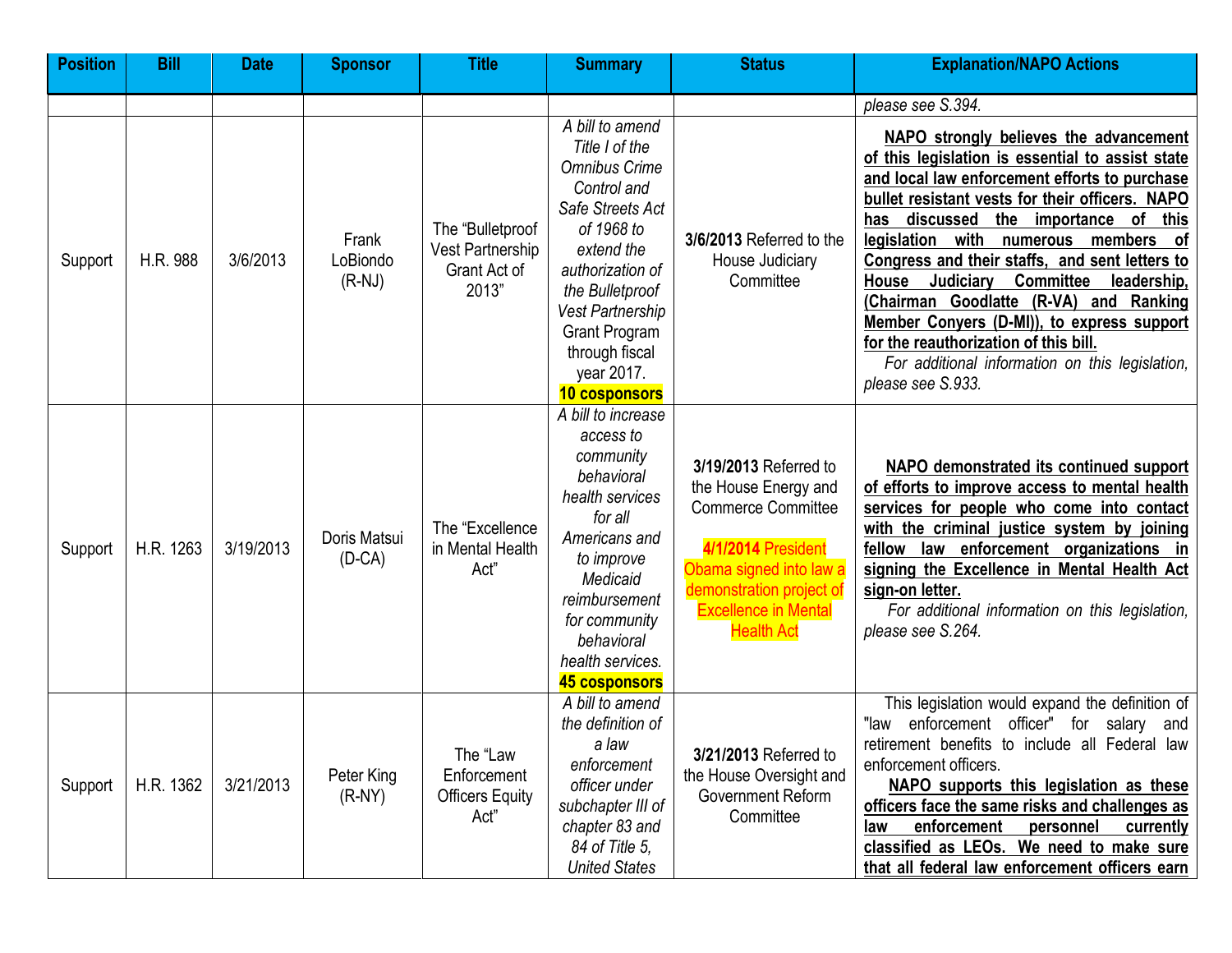| Position | Bill | Date | Sponsor | Title | Summary | Status | Explanation/NAPO Actions |
|---|---|---|---|---|---|---|---|
| | | | | | | | *please see S.394.* |
| Support | H.R. 988 | 3/6/2013 | Frank LoBiondo (R-NJ) | The "Bulletproof Vest Partnership Grant Act of 2013" | *A bill to amend Title I of the Omnibus Crime Control and Safe Streets Act of 1968 to extend the authorization of the Bulletproof Vest Partnership* Grant Program through fiscal year 2017. **10 cosponsors** | **3/6/2013** Referred to the House Judiciary Committee | **NAPO strongly believes the advancement of this legislation is essential to assist state and local law enforcement efforts to purchase bullet resistant vests for their officers. NAPO has discussed the importance of this legislation with numerous members of Congress and their staffs, and sent letters to House Judiciary Committee leadership, (Chairman Goodlatte (R-VA) and Ranking Member Conyers (D-MI)), to express support for the reauthorization of this bill.** *For additional information on this legislation, please see S.933.* |
| Support | H.R. 1263 | 3/19/2013 | Doris Matsui (D-CA) | The "Excellence in Mental Health Act" | *A bill to increase access to community behavioral health services for all Americans and to improve Medicaid reimbursement for community behavioral health services.* **45 cosponsors** | **3/19/2013** Referred to the House Energy and Commerce Committee **4/1/2014** President Obama signed into law a demonstration project of Excellence in Mental Health Act | **NAPO demonstrated its continued support of efforts to improve access to mental health services for people who come into contact with the criminal justice system by joining fellow law enforcement organizations in signing the Excellence in Mental Health Act sign-on letter.** *For additional information on this legislation, please see S.264.* |
| Support | H.R. 1362 | 3/21/2013 | Peter King (R-NY) | The "Law Enforcement Officers Equity Act" | *A bill to amend the definition of a law enforcement officer under subchapter III of chapter 83 and 84 of Title 5, United States* | **3/21/2013** Referred to the House Oversight and Government Reform Committee | This legislation would expand the definition of "law enforcement officer" for salary and retirement benefits to include all Federal law enforcement officers. **NAPO supports this legislation as these officers face the same risks and challenges as law enforcement personnel currently classified as LEOs. We need to make sure that all federal law enforcement officers earn** |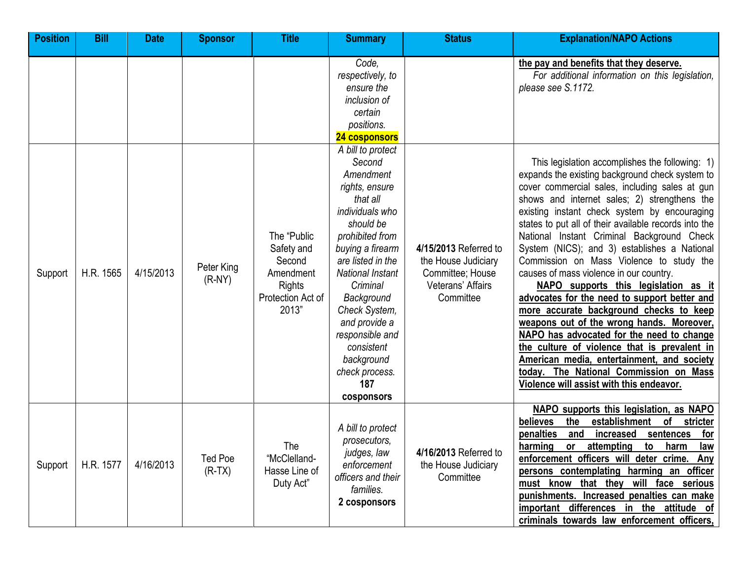| Position | Bill | Date | Sponsor | Title | Summary | Status | Explanation/NAPO Actions |
|---|---|---|---|---|---|---|---|
| | | | | | *Code, respectively, to ensure the inclusion of certain positions.* **24 cosponsors** | | **the pay and benefits that they deserve.** *For additional information on this legislation, please see S.1172.* |
| Support | H.R. 1565 | 4/15/2013 | Peter King (R-NY) | The "Public Safety and Second Amendment Rights Protection Act of 2013" | *A bill to protect Second Amendment rights, ensure that all individuals who should be prohibited from buying a firearm are listed in the National Instant Criminal Background Check System, and provide a responsible and consistent background check process.* **187 cosponsors** | **4/15/2013** Referred to the House Judiciary Committee; House Veterans' Affairs Committee | This legislation accomplishes the following: 1) expands the existing background check system to cover commercial sales, including sales at gun shows and internet sales; 2) strengthens the existing instant check system by encouraging states to put all of their available records into the National Instant Criminal Background Check System (NICS); and 3) establishes a National Commission on Mass Violence to study the causes of mass violence in our country. **NAPO supports this legislation as it advocates for the need to support better and more accurate background checks to keep weapons out of the wrong hands. Moreover, NAPO has advocated for the need to change the culture of violence that is prevalent in American media, entertainment, and society today. The National Commission on Mass Violence will assist with this endeavor.** |
| Support | H.R. 1577 | 4/16/2013 | Ted Poe (R-TX) | The "McClelland-Hasse Line of Duty Act" | *A bill to protect prosecutors, judges, law enforcement officers and their families.* **2 cosponsors** | **4/16/2013** Referred to the House Judiciary Committee | **NAPO supports this legislation, as NAPO believes the establishment of stricter penalties and increased sentences for harming or attempting to harm law enforcement officers will deter crime. Any persons contemplating harming an officer must know that they will face serious punishments. Increased penalties can make important differences in the attitude of criminals towards law enforcement officers,** |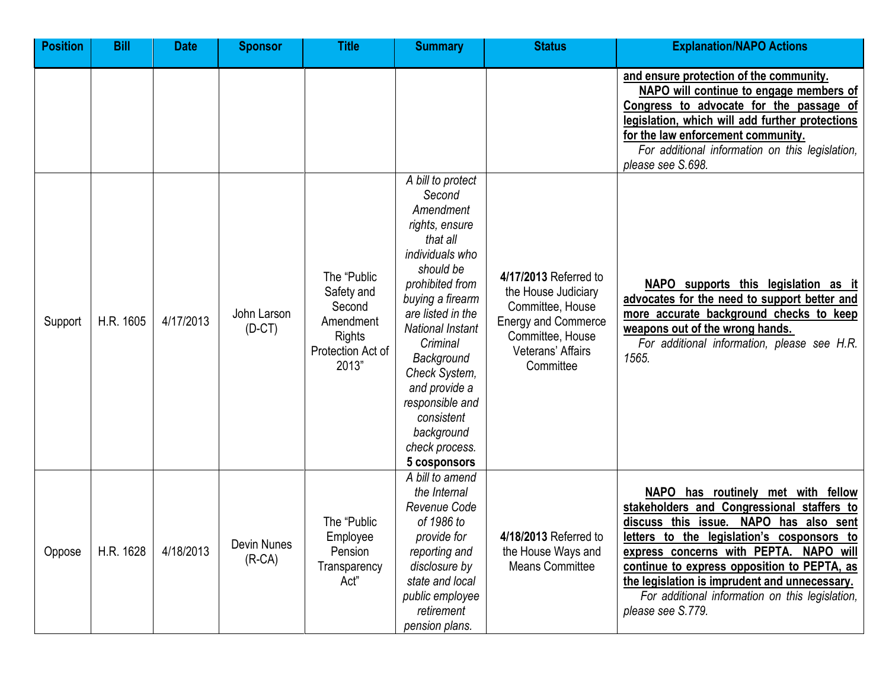| Position | Bill | Date | Sponsor | Title | Summary | Status | Explanation/NAPO Actions |
| --- | --- | --- | --- | --- | --- | --- | --- |
| | | | | | | | **and ensure protection of the community.** **NAPO will continue to engage members of Congress to advocate for the passage of legislation, which will add further protections for the law enforcement community.** *For additional information on this legislation, please see S.698.* |
| Support | H.R. 1605 | 4/17/2013 | John Larson (D-CT) | The "Public Safety and Second Amendment Rights Protection Act of 2013" | *A bill to protect Second Amendment rights, ensure that all individuals who should be prohibited from buying a firearm are listed in the National Instant Criminal Background Check System, and provide a responsible and consistent background check process.* **5 cosponsors** | **4/17/2013** Referred to the House Judiciary Committee, House Energy and Commerce Committee, House Veterans' Affairs Committee | **NAPO supports this legislation as it advocates for the need to support better and more accurate background checks to keep weapons out of the wrong hands.** *For additional information, please see H.R. 1565.* |
| Oppose | H.R. 1628 | 4/18/2013 | Devin Nunes (R-CA) | The "Public Employee Pension Transparency Act" | *A bill to amend the Internal Revenue Code of 1986 to provide for reporting and disclosure by state and local public employee retirement pension plans.* | **4/18/2013** Referred to the House Ways and Means Committee | **NAPO has routinely met with fellow stakeholders and Congressional staffers to discuss this issue. NAPO has also sent letters to the legislation's cosponsors to express concerns with PEPTA. NAPO will continue to express opposition to PEPTA, as the legislation is imprudent and unnecessary.** *For additional information on this legislation, please see S.779.* |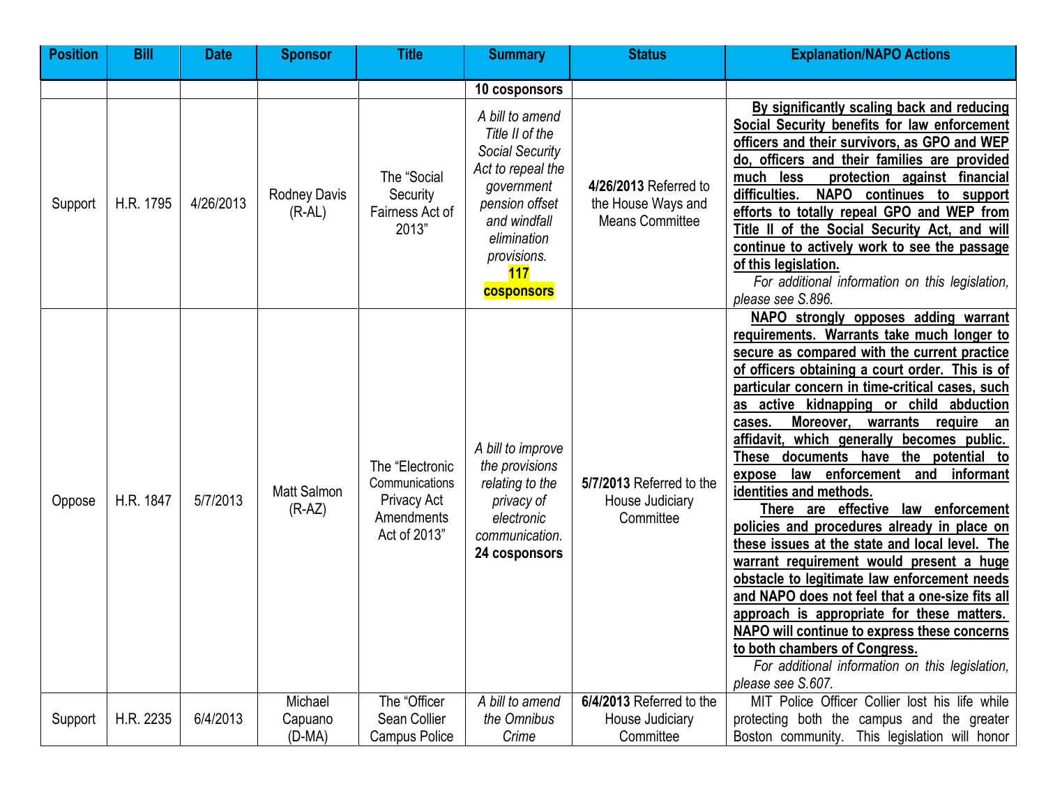| Position | Bill | Date | Sponsor | Title | Summary | Status | Explanation/NAPO Actions |
|---|---|---|---|---|---|---|---|
| | | | | | **10 cosponsors** | | |
| Support | H.R. 1795 | 4/26/2013 | Rodney Davis (R-AL) | The "Social Security Fairness Act of 2013" | *A bill to amend Title II of the Social Security Act to repeal the government pension offset and windfall elimination provisions.* **117 cosponsors** | **4/26/2013** Referred to the House Ways and Means Committee | **By significantly scaling back and reducing Social Security benefits for law enforcement officers and their survivors, as GPO and WEP do, officers and their families are provided much less protection against financial difficulties. NAPO continues to support efforts to totally repeal GPO and WEP from Title II of the Social Security Act, and will continue to actively work to see the passage of this legislation.** *For additional information on this legislation, please see S.896.* |
| Oppose | H.R. 1847 | 5/7/2013 | Matt Salmon (R-AZ) | The "Electronic Communications Privacy Act Amendments Act of 2013" | *A bill to improve the provisions relating to the privacy of electronic communication.* **24 cosponsors** | **5/7/2013** Referred to the House Judiciary Committee | **NAPO strongly opposes adding warrant requirements. Warrants take much longer to secure as compared with the current practice of officers obtaining a court order. This is of particular concern in time-critical cases, such as active kidnapping or child abduction cases. Moreover, warrants require an affidavit, which generally becomes public. These documents have the potential to expose law enforcement and informant identities and methods.** **There are effective law enforcement policies and procedures already in place on these issues at the state and local level. The warrant requirement would present a huge obstacle to legitimate law enforcement needs and NAPO does not feel that a one-size fits all approach is appropriate for these matters. NAPO will continue to express these concerns to both chambers of Congress.** *For additional information on this legislation, please see S.607.* |
| Support | H.R. 2235 | 6/4/2013 | Michael Capuano (D-MA) | The "Officer Sean Collier Campus Police | *A bill to amend the Omnibus Crime* | **6/4/2013** Referred to the House Judiciary Committee | MIT Police Officer Collier lost his life while protecting both the campus and the greater Boston community. This legislation will honor |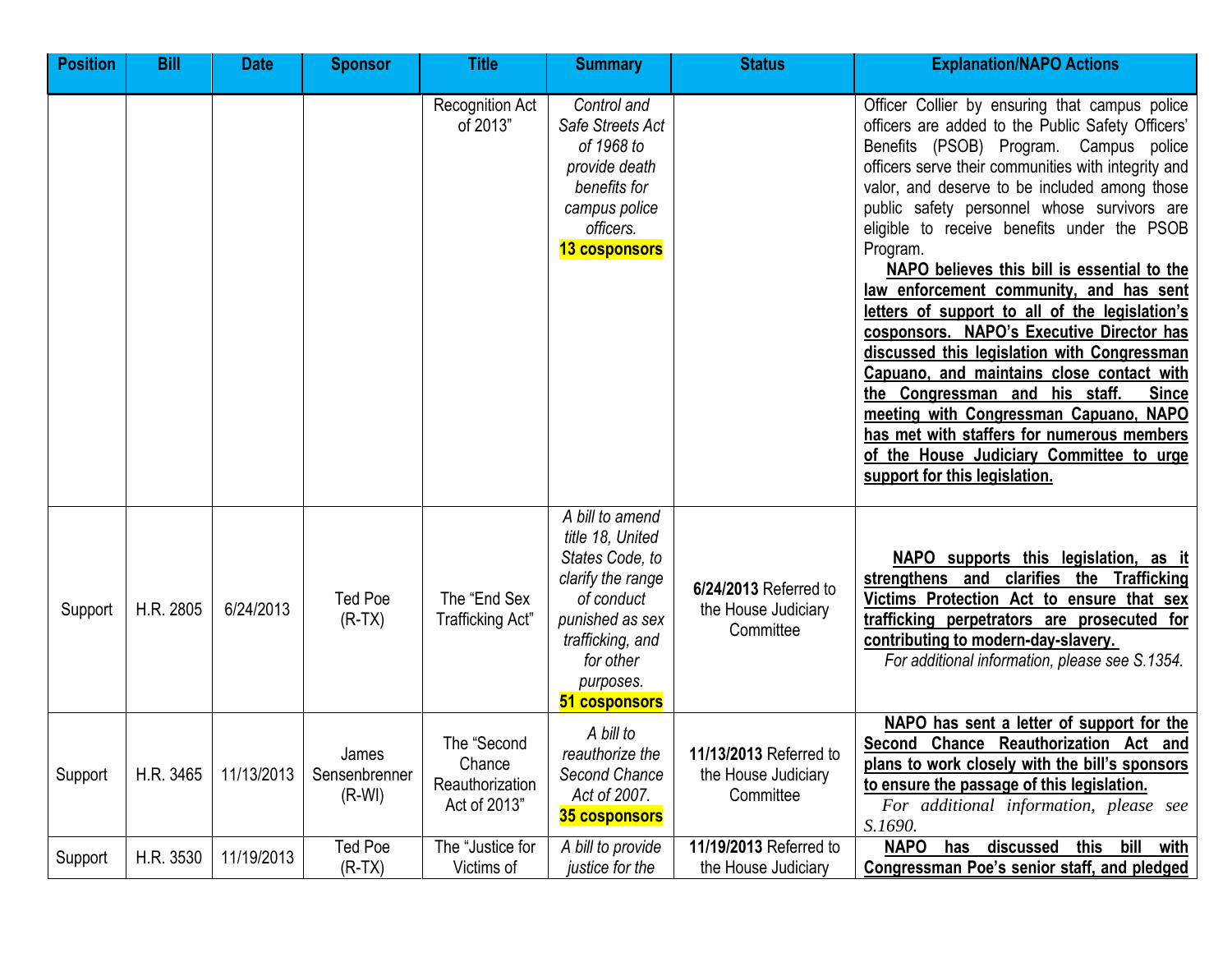| Position | Bill | Date | Sponsor | Title | Summary | Status | Explanation/NAPO Actions |
|---|---|---|---|---|---|---|---|
| | | | | Recognition Act of 2013" | *Control and Safe Streets Act of 1968 to provide death benefits for campus police officers.* **13 cosponsors** | | Officer Collier by ensuring that campus police officers are added to the Public Safety Officers' Benefits (PSOB) Program. Campus police officers serve their communities with integrity and valor, and deserve to be included among those public safety personnel whose survivors are eligible to receive benefits under the PSOB Program. **NAPO believes this bill is essential to the law enforcement community, and has sent letters of support to all of the legislation's cosponsors. NAPO's Executive Director has discussed this legislation with Congressman Capuano, and maintains close contact with the Congressman and his staff. Since meeting with Congressman Capuano, NAPO has met with staffers for numerous members of the House Judiciary Committee to urge support for this legislation.** |
| Support | H.R. 2805 | 6/24/2013 | Ted Poe (R-TX) | The "End Sex Trafficking Act" | *A bill to amend title 18, United States Code, to clarify the range of conduct punished as sex trafficking, and for other purposes.* **51 cosponsors** | **6/24/2013** Referred to the House Judiciary Committee | **NAPO supports this legislation, as it strengthens and clarifies the Trafficking Victims Protection Act to ensure that sex trafficking perpetrators are prosecuted for contributing to modern-day-slavery.** *For additional information, please see S.1354.* |
| Support | H.R. 3465 | 11/13/2013 | James Sensenbrenner (R-WI) | The "Second Chance Reauthorization Act of 2013" | *A bill to reauthorize the Second Chance Act of 2007.* **35 cosponsors** | **11/13/2013** Referred to the House Judiciary Committee | **NAPO has sent a letter of support for the Second Chance Reauthorization Act and plans to work closely with the bill's sponsors to ensure the passage of this legislation.** *For additional information, please see S.1690.* |
| Support | H.R. 3530 | 11/19/2013 | Ted Poe (R-TX) | The "Justice for Victims of | *A bill to provide justice for the* | **11/19/2013** Referred to the House Judiciary | **NAPO has discussed this bill with Congressman Poe's senior staff, and pledged** |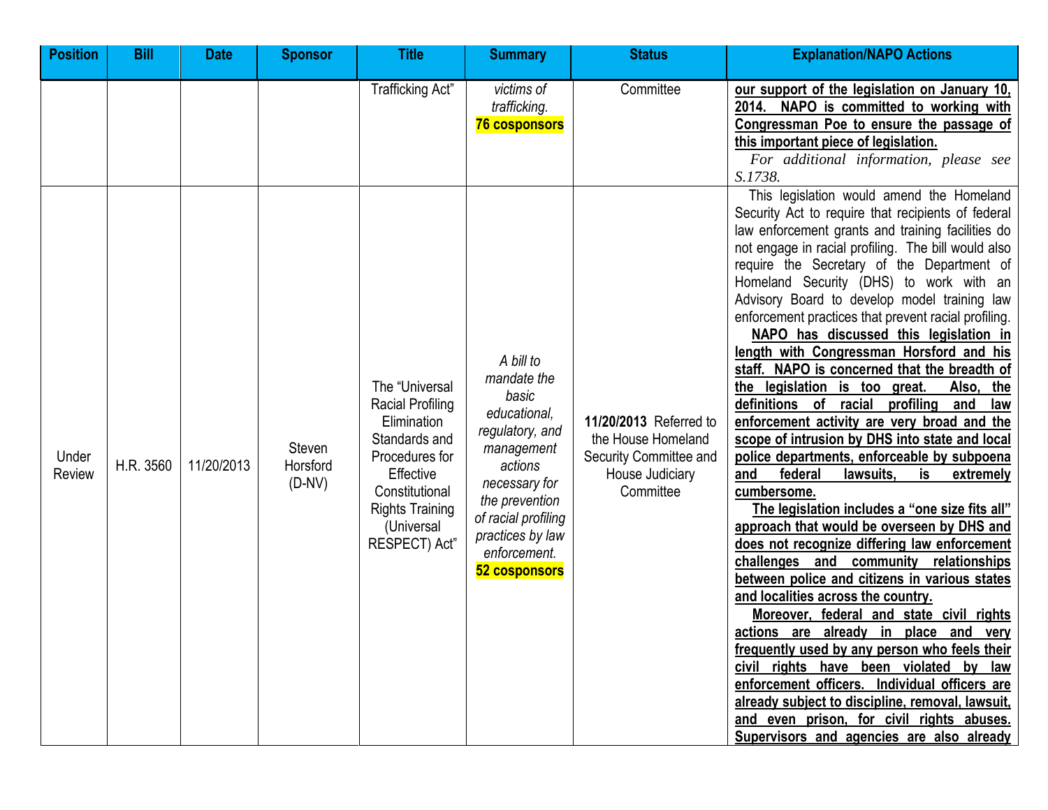| Position | Bill | Date | Sponsor | Title | Summary | Status | Explanation/NAPO Actions |
|---|---|---|---|---|---|---|---|
| | | | | Trafficking Act" | *victims of trafficking.* **76 cosponsors** | Committee | **our support of the legislation on January 10, 2014. NAPO is committed to working with Congressman Poe to ensure the passage of this important piece of legislation.** *For additional information, please see S.1738.* |
| Under Review | H.R. 3560 | 11/20/2013 | Steven Horsford (D-NV) | The "Universal Racial Profiling Elimination Standards and Procedures for Effective Constitutional Rights Training (Universal RESPECT) Act" | *A bill to mandate the basic educational, regulatory, and management actions necessary for the prevention of racial profiling practices by law enforcement.* **52 cosponsors** | **11/20/2013** Referred to the House Homeland Security Committee and House Judiciary Committee | This legislation would amend the Homeland Security Act to require that recipients of federal law enforcement grants and training facilities do not engage in racial profiling. The bill would also require the Secretary of the Department of Homeland Security (DHS) to work with an Advisory Board to develop model training law enforcement practices that prevent racial profiling. **NAPO has discussed this legislation in length with Congressman Horsford and his staff. NAPO is concerned that the breadth of the legislation is too great. Also, the definitions of racial profiling and law enforcement activity are very broad and the scope of intrusion by DHS into state and local police departments, enforceable by subpoena and federal lawsuits, is extremely cumbersome.** **The legislation includes a "one size fits all" approach that would be overseen by DHS and does not recognize differing law enforcement challenges and community relationships between police and citizens in various states and localities across the country.** **Moreover, federal and state civil rights actions are already in place and very frequently used by any person who feels their civil rights have been violated by law enforcement officers. Individual officers are already subject to discipline, removal, lawsuit, and even prison, for civil rights abuses. Supervisors and agencies are also already** |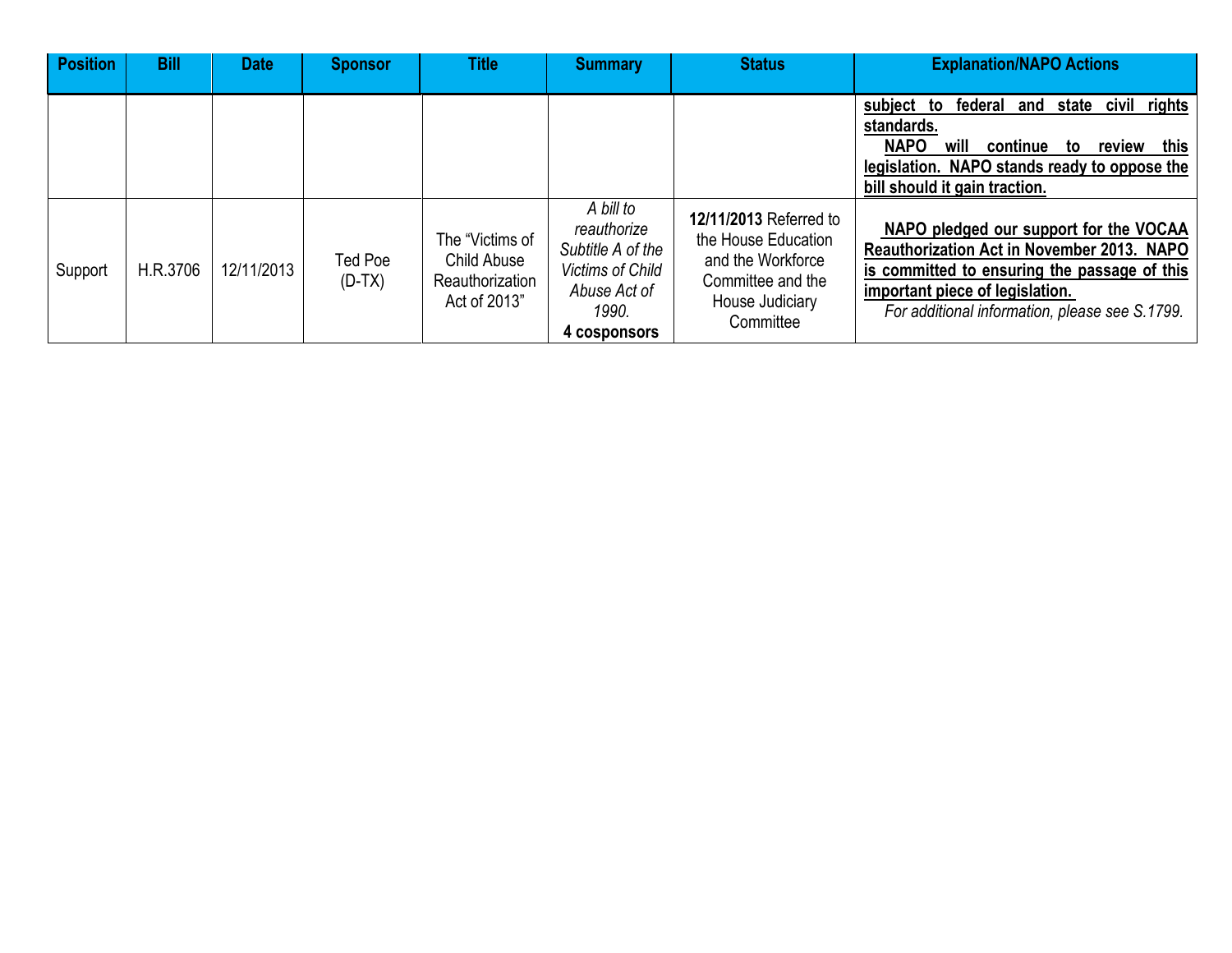| Position | Bill | Date | Sponsor | Title | Summary | Status | Explanation/NAPO Actions |
|---|---|---|---|---|---|---|---|
| | | | | | | | **subject to federal and state civil rights standards.** **NAPO will continue to review this legislation. NAPO stands ready to oppose the bill should it gain traction.** |
| Support | H.R.3706 | 12/11/2013 | Ted Poe (D-TX) | The "Victims of Child Abuse Reauthorization Act of 2013" | *A bill to reauthorize Subtitle A of the Victims of Child Abuse Act of 1990.* **4 cosponsors** | **12/11/2013** Referred to the House Education and the Workforce Committee and the House Judiciary Committee | **NAPO pledged our support for the VOCAA Reauthorization Act in November 2013. NAPO is committed to ensuring the passage of this important piece of legislation.** *For additional information, please see S.1799.* |